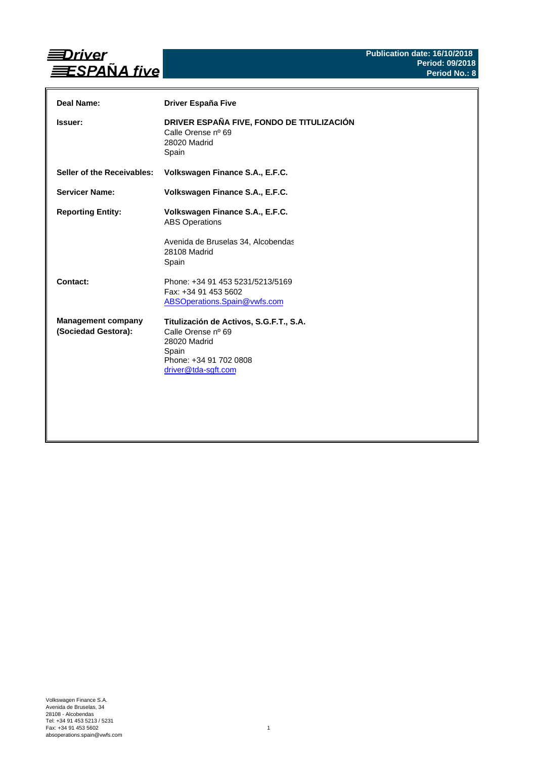# Driver ESPAÑA five

**Publication date: 16/10/2018**
**Period: 09/2018**
**Period No.: 8**

| | |
|---|---|
| **Deal Name:** | **Driver España Five** |
| **Issuer:** | **DRIVER ESPAÑA FIVE, FONDO DE TITULIZACIÓN**<br>Calle Orense nº 69<br>28020 Madrid<br>Spain |
| **Seller of the Receivables:** | **Volkswagen Finance S.A., E.F.C.** |
| **Servicer Name:** | **Volkswagen Finance S.A., E.F.C.** |
| **Reporting Entity:** | **Volkswagen Finance S.A., E.F.C.**<br>ABS Operations<br><br>Avenida de Bruselas 34, Alcobendas<br>28108 Madrid<br>Spain |
| **Contact:** | Phone: +34 91 453 5231/5213/5169<br>Fax: +34 91 453 5602<br>ABSOperations.Spain@vwfs.com |
| **Management company (Sociedad Gestora):** | **Titulización de Activos, S.G.F.T., S.A.**<br>Calle Orense nº 69<br>28020 Madrid<br>Spain<br>Phone: +34 91 702 0808<br>driver@tda-sgft.com |

Volkswagen Finance S.A.
Avenida de Bruselas, 34
28108 - Alcobendas
Tel: +34 91 453 5213 / 5231
Fax: +34 91 453 5602
absoperations.spain@vwfs.com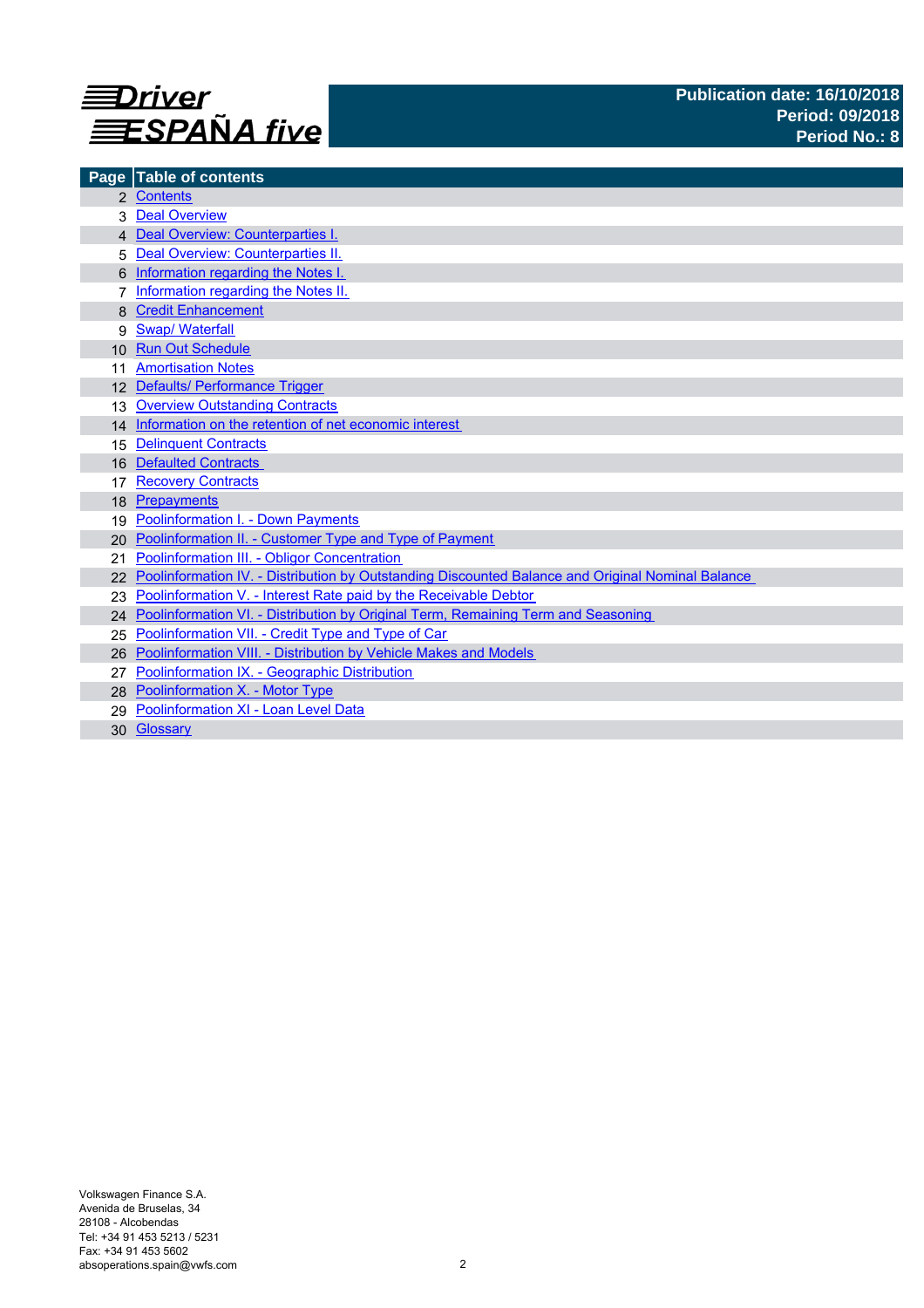# Driver ESPAÑA five

**Publication date: 16/10/2018**
**Period: 09/2018**
**Period No.: 8**

| Page | Table of contents |
| --- | --- |
| 2 | Contents |
| 3 | Deal Overview |
| 4 | Deal Overview: Counterparties I. |
| 5 | Deal Overview: Counterparties II. |
| 6 | Information regarding the Notes I. |
| 7 | Information regarding the Notes II. |
| 8 | Credit Enhancement |
| 9 | Swap/ Waterfall |
| 10 | Run Out Schedule |
| 11 | Amortisation Notes |
| 12 | Defaults/ Performance Trigger |
| 13 | Overview Outstanding Contracts |
| 14 | Information on the retention of net economic interest |
| 15 | Delinquent Contracts |
| 16 | Defaulted Contracts |
| 17 | Recovery Contracts |
| 18 | Prepayments |
| 19 | Poolinformation I. - Down Payments |
| 20 | Poolinformation II. - Customer Type and Type of Payment |
| 21 | Poolinformation III. - Obligor Concentration |
| 22 | Poolinformation IV. - Distribution by Outstanding Discounted Balance and Original Nominal Balance |
| 23 | Poolinformation V. - Interest Rate paid by the Receivable Debtor |
| 24 | Poolinformation VI. - Distribution by Original Term, Remaining Term and Seasoning |
| 25 | Poolinformation VII. - Credit Type and Type of Car |
| 26 | Poolinformation VIII. - Distribution by Vehicle Makes and Models |
| 27 | Poolinformation IX. - Geographic Distribution |
| 28 | Poolinformation X. - Motor Type |
| 29 | Poolinformation XI - Loan Level Data |
| 30 | Glossary |

Volkswagen Finance S.A.
Avenida de Bruselas, 34
28108 - Alcobendas
Tel: +34 91 453 5213 / 5231
Fax: +34 91 453 5602
absoperations.spain@vwfs.com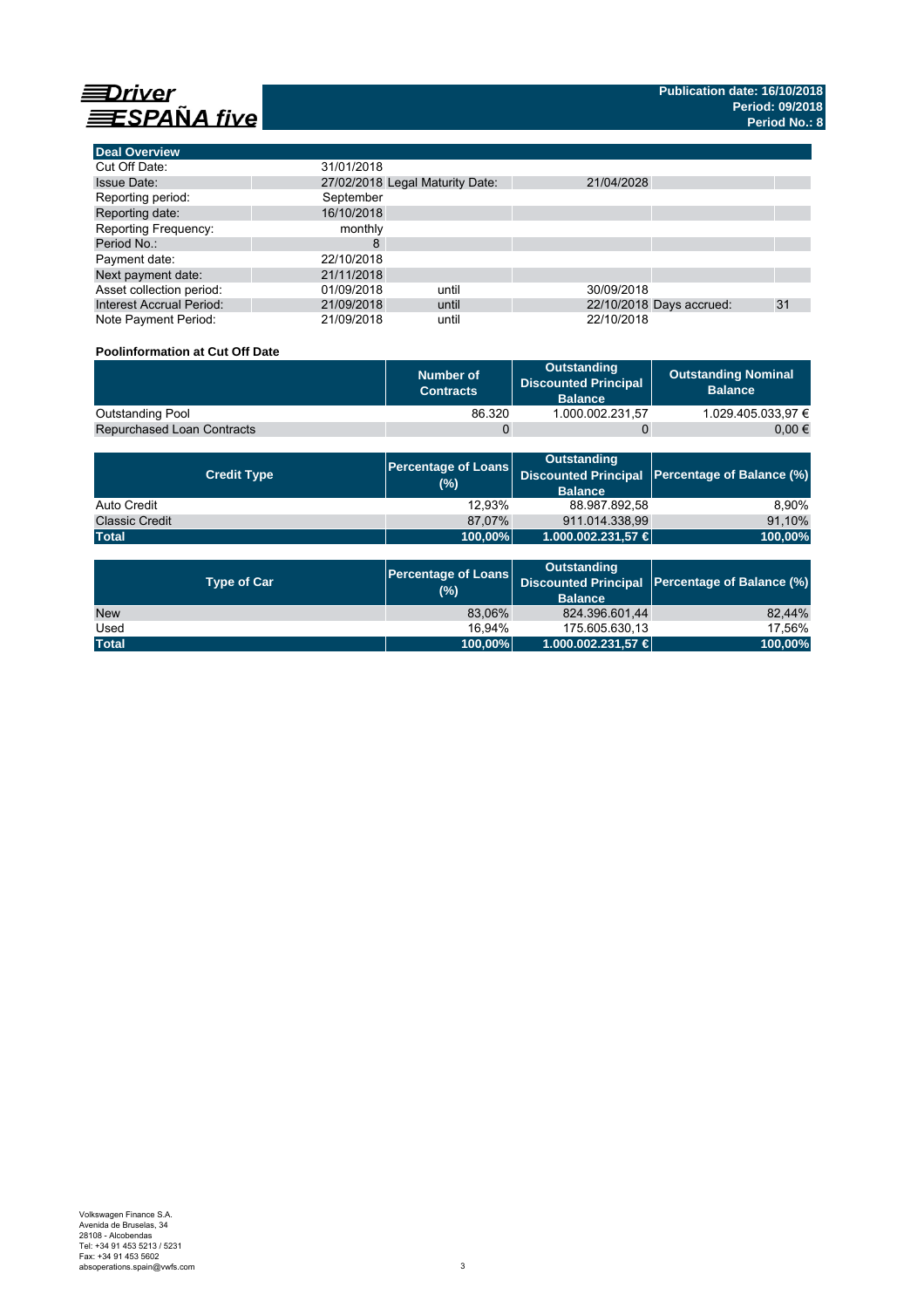# Driver ESPAÑA five

**Publication date: 16/10/2018**
**Period: 09/2018**
**Period No.: 8**

## Deal Overview

| | | | | | |
|---|---|---|---|---|---|
| Cut Off Date: | 31/01/2018 | | | | |
| Issue Date: | 27/02/2018 | Legal Maturity Date: | 21/04/2028 | | |
| Reporting period: | September | | | | |
| Reporting date: | 16/10/2018 | | | | |
| Reporting Frequency: | monthly | | | | |
| Period No.: | 8 | | | | |
| Payment date: | 22/10/2018 | | | | |
| Next payment date: | 21/11/2018 | | | | |
| Asset collection period: | 01/09/2018 | until | 30/09/2018 | | |
| Interest Accrual Period: | 21/09/2018 | until | 22/10/2018 | Days accrued: | 31 |
| Note Payment Period: | 21/09/2018 | until | 22/10/2018 | | |

### Poolinformation at Cut Off Date

| | Number of Contracts | Outstanding Discounted Principal Balance | Outstanding Nominal Balance |
|---|---|---|---|
| Outstanding Pool | 86.320 | 1.000.002.231,57 | 1.029.405.033,97 € |
| Repurchased Loan Contracts | 0 | 0 | 0,00 € |

| Credit Type | Percentage of Loans (%) | Outstanding Discounted Principal Balance | Percentage of Balance (%) |
|---|---|---|---|
| Auto Credit | 12,93% | 88.987.892,58 | 8,90% |
| Classic Credit | 87,07% | 911.014.338,99 | 91,10% |
| **Total** | **100,00%** | **1.000.002.231,57 €** | **100,00%** |

| Type of Car | Percentage of Loans (%) | Outstanding Discounted Principal Balance | Percentage of Balance (%) |
|---|---|---|---|
| New | 83,06% | 824.396.601,44 | 82,44% |
| Used | 16,94% | 175.605.630,13 | 17,56% |
| **Total** | **100,00%** | **1.000.002.231,57 €** | **100,00%** |

Volkswagen Finance S.A.
Avenida de Bruselas, 34
28108 - Alcobendas
Tel: +34 91 453 5213 / 5231
Fax: +34 91 453 5602
absoperations.spain@vwfs.com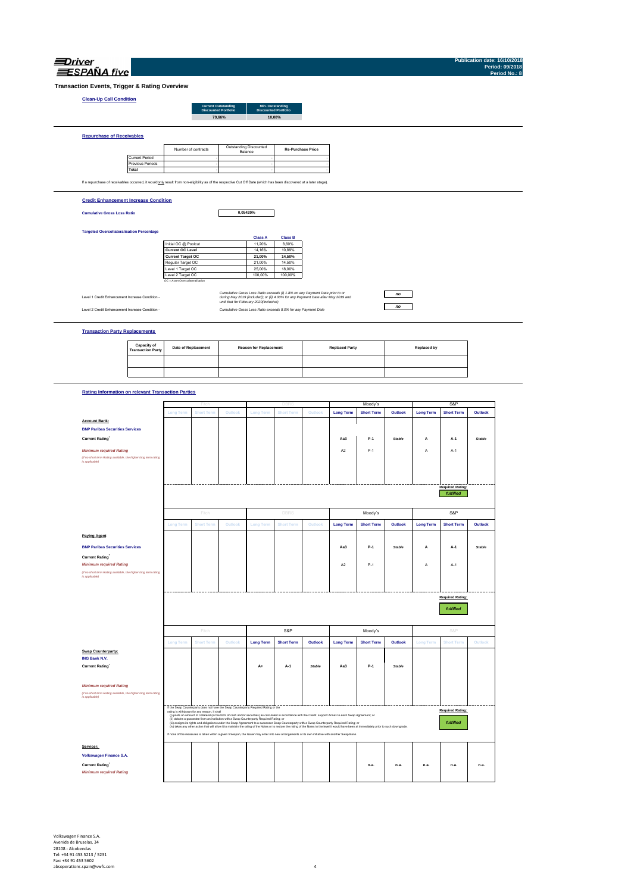# Transaction Events, Trigger & Rating Overview

## Clean-Up Call Condition

| Current Outstanding Discounted Portfolio | Min. Outstanding Discounted Portfolio |
|---|---|
| 79,66% | 10,00% |

## Repurchase of Receivables

| | Number of contracts | Outstanding Discounted Balance | Re-Purchase Price |
|---|---|---|---|
| Current Period | - | - | - |
| Previous Periods | - | - | - |
| **Total** | - | - | - |

If a repurchase of receivables occurred, it would only result from non-eligibility as of the respective Cut Off Date (which has been discovered at a later stage).

## Credit Enhancement Increase Condition

**Cumulative Gross Loss Ratio** 0,05420%

**Targeted Overcollateralisation Percentage**

| | Class A | Class B |
|---|---|---|
| Initial OC @ Poolcut | 11,20% | 8,60% |
| **Current OC Level** | 14,16% | 10,89% |
| **Current Target OC** | 21,00% | 14,50% |
| Regular Target OC | 21,00% | 14,50% |
| Level 1 Target OC | 25,00% | 18,00% |
| Level 2 Target OC | 100,00% | 100,00% |

OC = Asset Overcollateralisation

Level 1 Credit Enhancement Increase Condition - *Cumulative Gross Loss Ratio exceeds (i) 1.8% on any Payment Date prior to or during May 2019 (included); or (ii) 4.00% for any Payment Date after May 2019 and until that for February 2020(inclusive)* — **no**

Level 2 Credit Enhancement Increase Condition - *Cumulative Gross Loss Ratio exceeds 8.0% for any Payment Date* — **no**

## Transaction Party Replacements

| Capacity of Transaction Party | Date of Replacement | Reason for Replacement | Replaced Party | Replaced by |
|---|---|---|---|---|
| | | | | |
| | | | | |

## Rating Information on relevant Transaction Parties

| | Fitch | | | DBRS | | | Moody´s | | | S&P | | |
|---|---|---|---|---|---|---|---|---|---|---|---|---|
| | Long Term | Short Term | Outlook | Long Term | Short Term | Outlook | Long Term | Short Term | Outlook | Long Term | Short Term | Outlook |
| **Account Bank:** | | | | | | | | | | | | |
| **BNP Paribas Securities Services** | | | | | | | | | | | | |
| **Current Rating**[1] | | | | | | | Aa3 | P-1 | Stable | A | A-1 | Stable |
| *Minimum required Rating* (if no short term Rating available, the higher long term rating is applicable) | | | | | | | A2 | P-1 | | A | A-1 | |
| | | | | | | | | | | | Required Rating: fulfilled | |

| | Fitch | | | DBRS | | | Moody´s | | | S&P | | |
|---|---|---|---|---|---|---|---|---|---|---|---|---|
| | Long Term | Short Term | Outlook | Long Term | Short Term | Outlook | Long Term | Short Term | Outlook | Long Term | Short Term | Outlook |
| **Paying Agent** | | | | | | | | | | | | |
| **BNP Paribas Securities Services** | | | | | | | | | | | | |
| **Current Rating**[1] | | | | | | | Aa3 | P-1 | Stable | A | A-1 | Stable |
| *Minimum required Rating* (if no short term Rating available, the higher long term rating is applicable) | | | | | | | A2 | P-1 | | A | A-1 | |
| | | | | | | | | | | | Required Rating: fulfilled | |

| | Fitch | | | S&P | | | Moody´s | | | S&P | | |
|---|---|---|---|---|---|---|---|---|---|---|---|---|
| | Long Term | Short Term | Outlook | Long Term | Short Term | Outlook | Long Term | Short Term | Outlook | Long Term | Short Term | Outlook |
| **Swap Counterparty:** | | | | | | | | | | | | |
| **ING Bank N.V.** | | | | | | | | | | | | |
| **Current Rating**[1] | | | | A+ | A-1 | Stable | Aa3 | P-1 | Stable | | | |
| *Minimum required Rating* (if no short term Rating available, the higher long term rating is applicable) | | | | | | | | | | | | |
| | | | | | | | | | | | Required Rating: fulfilled | |

If the Swap Counterparty does not have the Swap Counterparty Required Rating or the rating is withdrawn for any reason, it shall
(i) posts an amount of collateral (in the form of cash and/or securities) as calculated in accordance with the Credit support Annex to each Swap Agreement; or
(ii) obtains a guarantee from an institution with a Swap Counterparty Required Rating; or
(iii) assigns its rights and obligations under the Swap Agreement to a successor Swap Counterparty with a Swap Counterparty Required Rating; or
(iv) takes any other action that will allow it to maintain the rating of the Notes or to restore the rating of the Notes to the level it would have been at immediately prior to such downgrade.

If none of the measures is taken within a given timespan, the Issuer may enter into new arrangements at its own initiative with another Swap Bank.

| | | | | | | | | | | | | |
|---|---|---|---|---|---|---|---|---|---|---|---|---|
| **Servicer:** | | | | | | | | | | | | |
| **Volkswagen Finance S.A.** | | | | | | | | | | | | |
| **Current Rating**[1] | | | | | | | | n.a. | n.a. | n.a. | n.a. | n.a. |
| *Minimum required Rating* | | | | | | | | | | | | |

Volkswagen Finance S.A.
Avenida de Bruselas, 34
28108 - Alcobendas
Tel: +34 91 453 5213 / 5231
Fax: +34 91 453 5602
absoperations.spain@vwfs.com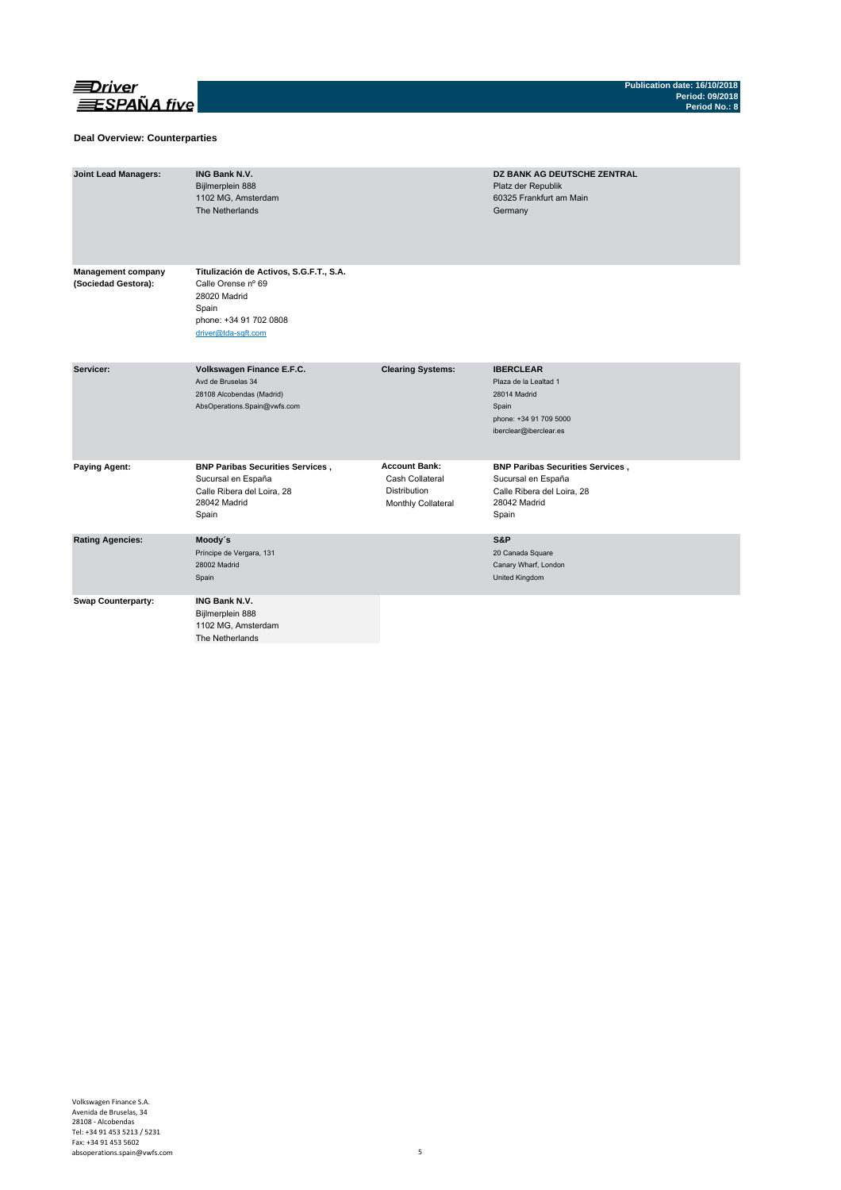## Deal Overview: Counterparties

| | | | |
|---|---|---|---|
| **Joint Lead Managers:** | **ING Bank N.V.**<br>Bijlmerplein 888<br>1102 MG, Amsterdam<br>The Netherlands | | **DZ BANK AG DEUTSCHE ZENTRAL**<br>Platz der Republik<br>60325 Frankfurt am Main<br>Germany |
| **Management company (Sociedad Gestora):** | **Titulización de Activos, S.G.F.T., S.A.**<br>Calle Orense nº 69<br>28020 Madrid<br>Spain<br>phone: +34 91 702 0808<br>driver@tda-sgft.com | | |
| **Servicer:** | **Volkswagen Finance E.F.C.**<br>Avd de Bruselas 34<br>28108 Alcobendas (Madrid)<br>AbsOperations.Spain@vwfs.com | **Clearing Systems:** | **IBERCLEAR**<br>Plaza de la Lealtad 1<br>28014 Madrid<br>Spain<br>phone: +34 91 709 5000<br>iberclear@iberclear.es |
| **Paying Agent:** | **BNP Paribas Securities Services ,**<br>Sucursal en España<br>Calle Ribera del Loira, 28<br>28042 Madrid<br>Spain | **Account Bank:**<br>Cash Collateral<br>Distribution<br>Monthly Collateral | **BNP Paribas Securities Services ,**<br>Sucursal en España<br>Calle Ribera del Loira, 28<br>28042 Madrid<br>Spain |
| **Rating Agencies:** | **Moody´s**<br>Príncipe de Vergara, 131<br>28002 Madrid<br>Spain | | **S&P**<br>20 Canada Square<br>Canary Wharf, London<br>United Kingdom |
| **Swap Counterparty:** | **ING Bank N.V.**<br>Bijlmerplein 888<br>1102 MG, Amsterdam<br>The Netherlands | | |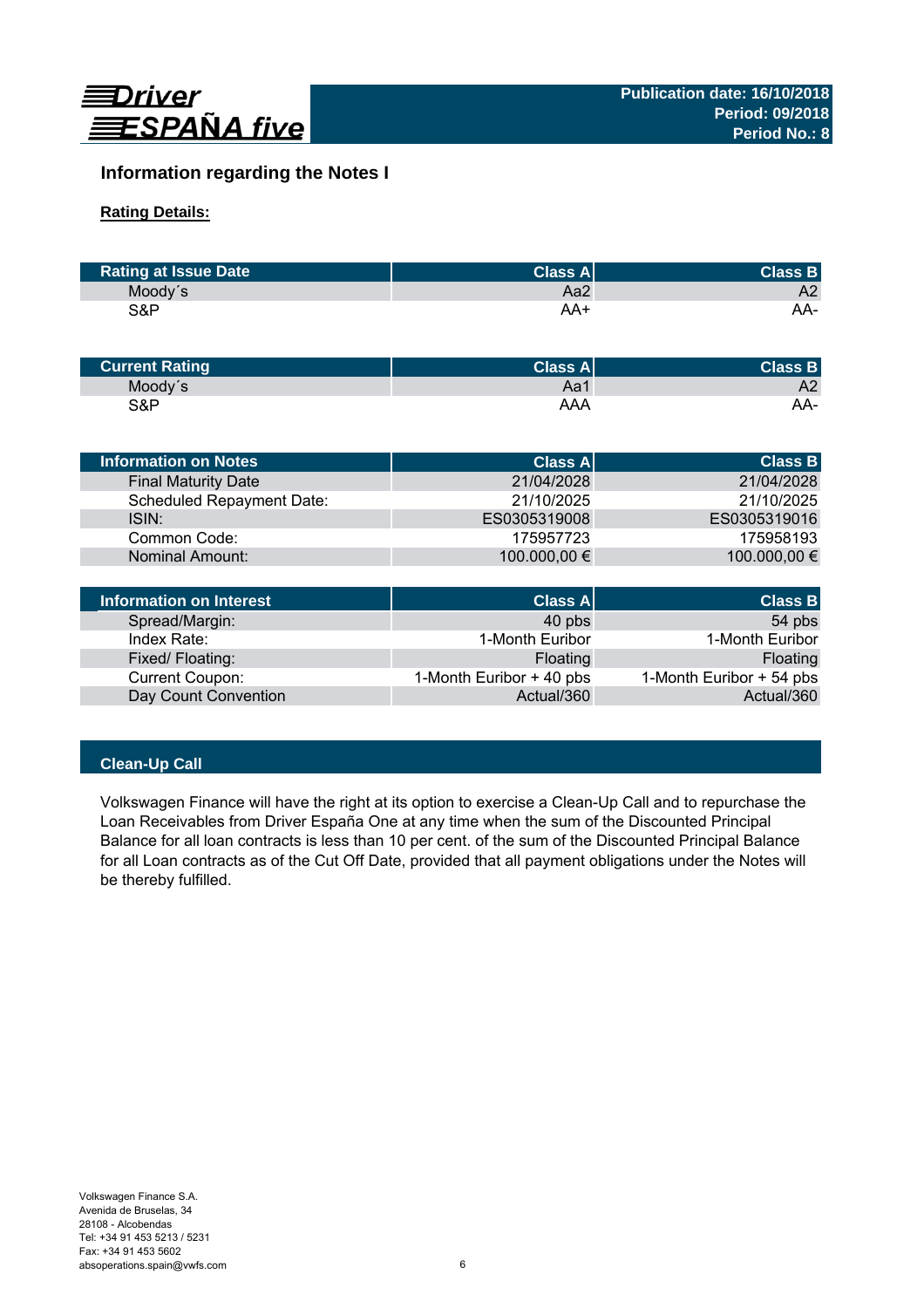Driver ESPAÑA five

Publication date: 16/10/2018
Period: 09/2018
Period No.: 8

## Information regarding the Notes I

**Rating Details:**

| Rating at Issue Date | Class A | Class B |
|---|---|---|
| Moody´s | Aa2 | A2 |
| S&P | AA+ | AA- |

| Current Rating | Class A | Class B |
|---|---|---|
| Moody´s | Aa1 | A2 |
| S&P | AAA | AA- |

| Information on Notes | Class A | Class B |
|---|---|---|
| Final Maturity Date | 21/04/2028 | 21/04/2028 |
| Scheduled Repayment Date: | 21/10/2025 | 21/10/2025 |
| ISIN: | ES0305319008 | ES0305319016 |
| Common Code: | 175957723 | 175958193 |
| Nominal Amount: | 100.000,00 € | 100.000,00 € |

| Information on Interest | Class A | Class B |
|---|---|---|
| Spread/Margin: | 40 pbs | 54 pbs |
| Index Rate: | 1-Month Euribor | 1-Month Euribor |
| Fixed/ Floating: | Floating | Floating |
| Current Coupon: | 1-Month Euribor + 40 pbs | 1-Month Euribor + 54 pbs |
| Day Count Convention | Actual/360 | Actual/360 |

### Clean-Up Call

Volkswagen Finance will have the right at its option to exercise a Clean-Up Call and to repurchase the Loan Receivables from Driver España One at any time when the sum of the Discounted Principal Balance for all loan contracts is less than 10 per cent. of the sum of the Discounted Principal Balance for all Loan contracts as of the Cut Off Date, provided that all payment obligations under the Notes will be thereby fulfilled.

Volkswagen Finance S.A.
Avenida de Bruselas, 34
28108 - Alcobendas
Tel: +34 91 453 5213 / 5231
Fax: +34 91 453 5602
absoperations.spain@vwfs.com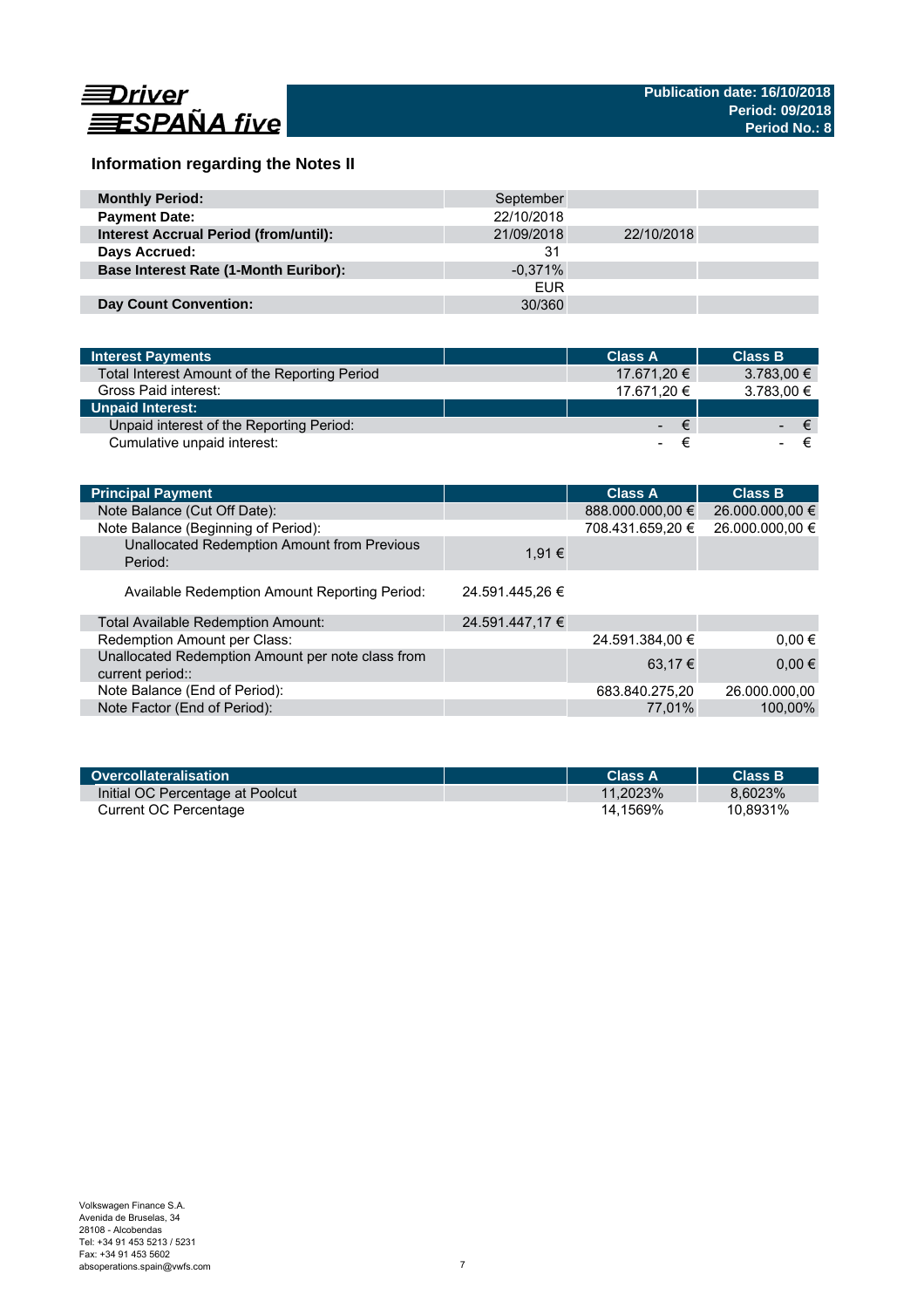## Information regarding the Notes II

| | | | |
|---|---|---|---|
| **Monthly Period:** | September | | |
| **Payment Date:** | 22/10/2018 | | |
| **Interest Accrual Period (from/until):** | 21/09/2018 | 22/10/2018 | |
| **Days Accrued:** | 31 | | |
| **Base Interest Rate (1-Month Euribor):** | -0,371% | | |
| | EUR | | |
| **Day Count Convention:** | 30/360 | | |

| Interest Payments | | Class A | Class B |
|---|---|---|---|
| Total Interest Amount of the Reporting Period | | 17.671,20 € | 3.783,00 € |
| Gross Paid interest: | | 17.671,20 € | 3.783,00 € |
| **Unpaid Interest:** | | | |
| Unpaid interest of the Reporting Period: | | - € | - € |
| Cumulative unpaid interest: | | - € | - € |

| Principal Payment | | Class A | Class B |
|---|---|---|---|
| Note Balance (Cut Off Date): | | 888.000.000,00 € | 26.000.000,00 € |
| Note Balance (Beginning of Period): | | 708.431.659,20 € | 26.000.000,00 € |
| Unallocated Redemption Amount from Previous Period: | 1,91 € | | |
| Available Redemption Amount Reporting Period: | 24.591.445,26 € | | |
| Total Available Redemption Amount: | 24.591.447,17 € | | |
| Redemption Amount per Class: | | 24.591.384,00 € | 0,00 € |
| Unallocated Redemption Amount per note class from current period:: | | 63,17 € | 0,00 € |
| Note Balance (End of Period): | | 683.840.275,20 | 26.000.000,00 |
| Note Factor (End of Period): | | 77,01% | 100,00% |

| Overcollateralisation | | Class A | Class B |
|---|---|---|---|
| Initial OC Percentage at Poolcut | | 11,2023% | 8,6023% |
| Current OC Percentage | | 14,1569% | 10,8931% |

Volkswagen Finance S.A.
Avenida de Bruselas, 34
28108 - Alcobendas
Tel: +34 91 453 5213 / 5231
Fax: +34 91 453 5602
absoperations.spain@vwfs.com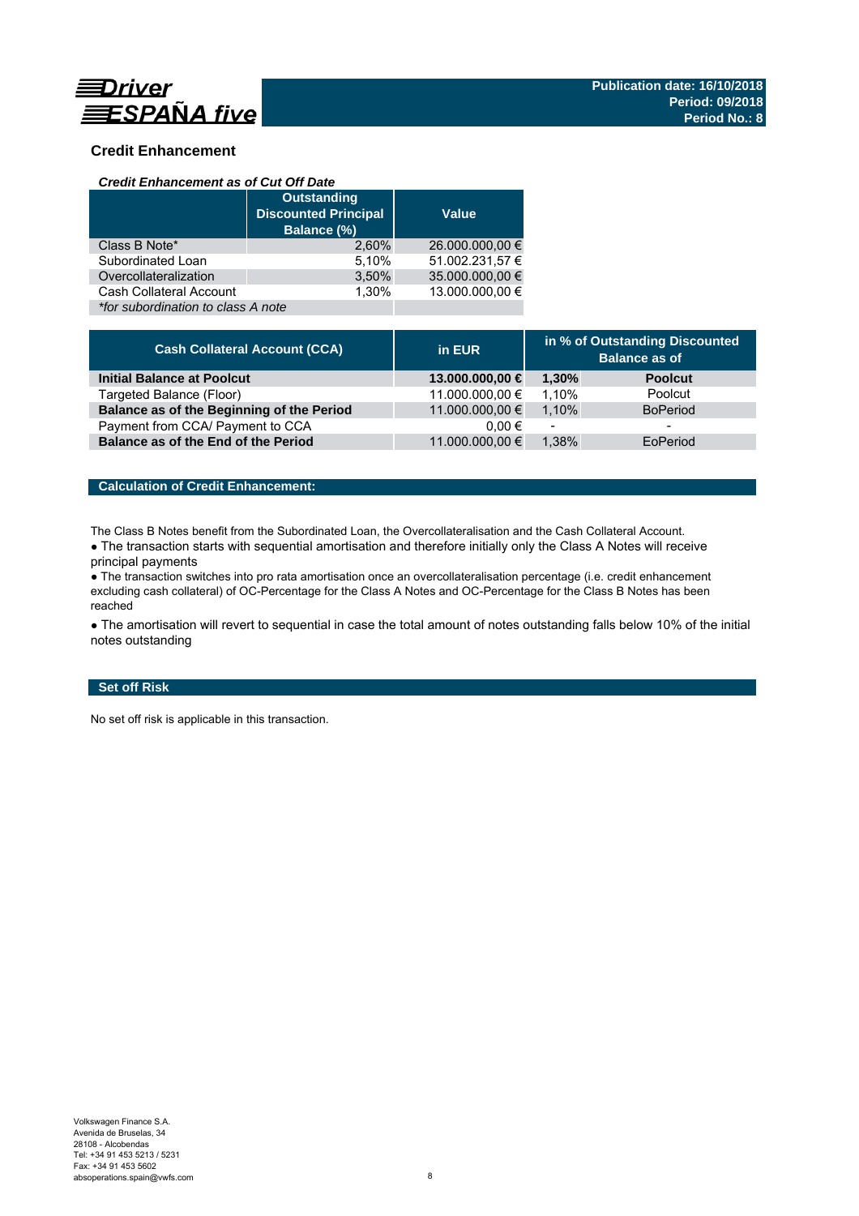## Credit Enhancement

### *Credit Enhancement as of Cut Off Date*

| | Outstanding Discounted Principal Balance (%) | Value |
|---|---|---|
| Class B Note* | 2,60% | 26.000.000,00 € |
| Subordinated Loan | 5,10% | 51.002.231,57 € |
| Overcollateralization | 3,50% | 35.000.000,00 € |
| Cash Collateral Account | 1,30% | 13.000.000,00 € |
| *\*for subordination to class A note* | | |

| Cash Collateral Account (CCA) | in EUR | in % of Outstanding Discounted Balance as of | |
|---|---|---|---|
| **Initial Balance at Poolcut** | **13.000.000,00 €** | **1,30%** | **Poolcut** |
| Targeted Balance (Floor) | 11.000.000,00 € | 1,10% | Poolcut |
| **Balance as of the Beginning of the Period** | 11.000.000,00 € | 1,10% | BoPeriod |
| Payment from CCA/ Payment to CCA | 0,00 € | - | - |
| **Balance as of the End of the Period** | 11.000.000,00 € | 1,38% | EoPeriod |

### Calculation of Credit Enhancement:

The Class B Notes benefit from the Subordinated Loan, the Overcollateralisation and the Cash Collateral Account.

● The transaction starts with sequential amortisation and therefore initially only the Class A Notes will receive principal payments

● The transaction switches into pro rata amortisation once an overcollateralisation percentage (i.e. credit enhancement excluding cash collateral) of OC-Percentage for the Class A Notes and OC-Percentage for the Class B Notes has been reached

● The amortisation will revert to sequential in case the total amount of notes outstanding falls below 10% of the initial notes outstanding

### Set off Risk

No set off risk is applicable in this transaction.

Volkswagen Finance S.A.
Avenida de Bruselas, 34
28108 - Alcobendas
Tel: +34 91 453 5213 / 5231
Fax: +34 91 453 5602
absoperations.spain@vwfs.com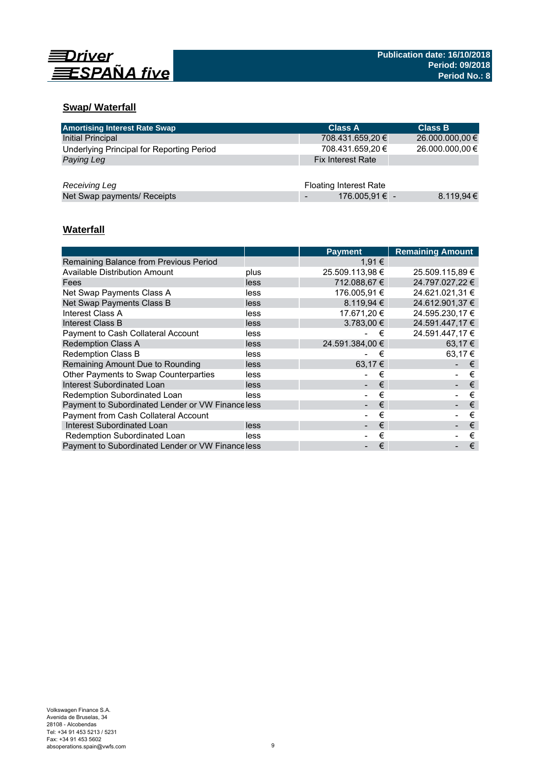Driver ESPAÑA five

**Publication date: 16/10/2018**
**Period: 09/2018**
**Period No.: 8**

## Swap/ Waterfall

| Amortising Interest Rate Swap | Class A | Class B |
|---|---|---|
| Initial Principal | 708.431.659,20 € | 26.000.000,00 € |
| Underlying Principal for Reporting Period | 708.431.659,20 € | 26.000.000,00 € |
| *Paying Leg* | Fix Interest Rate | |
| | | |
| *Receiving Leg* | Floating Interest Rate | |
| Net Swap payments/ Receipts | - 176.005,91 € | - 8.119,94 € |

## Waterfall

| | | Payment | Remaining Amount |
|---|---|---|---|
| Remaining Balance from Previous Period | | 1,91 € | |
| Available Distribution Amount | plus | 25.509.113,98 € | 25.509.115,89 € |
| Fees | less | 712.088,67 € | 24.797.027,22 € |
| Net Swap Payments Class A | less | 176.005,91 € | 24.621.021,31 € |
| Net Swap Payments Class B | less | 8.119,94 € | 24.612.901,37 € |
| Interest Class A | less | 17.671,20 € | 24.595.230,17 € |
| Interest Class B | less | 3.783,00 € | 24.591.447,17 € |
| Payment to Cash Collateral Account | less | - € | 24.591.447,17 € |
| Redemption Class A | less | 24.591.384,00 € | 63,17 € |
| Redemption Class B | less | - € | 63,17 € |
| Remaining Amount Due to Rounding | less | 63,17 € | - € |
| Other Payments to Swap Counterparties | less | - € | - € |
| Interest Subordinated Loan | less | - € | - € |
| Redemption Subordinated Loan | less | - € | - € |
| Payment to Subordinated Lender or VW Finance | less | - € | - € |
| Payment from Cash Collateral Account | | - € | - € |
| Interest Subordinated Loan | less | - € | - € |
| Redemption Subordinated Loan | less | - € | - € |
| Payment to Subordinated Lender or VW Finance | less | - € | - € |

Volkswagen Finance S.A.
Avenida de Bruselas, 34
28108 - Alcobendas
Tel: +34 91 453 5213 / 5231
Fax: +34 91 453 5602
absoperations.spain@vwfs.com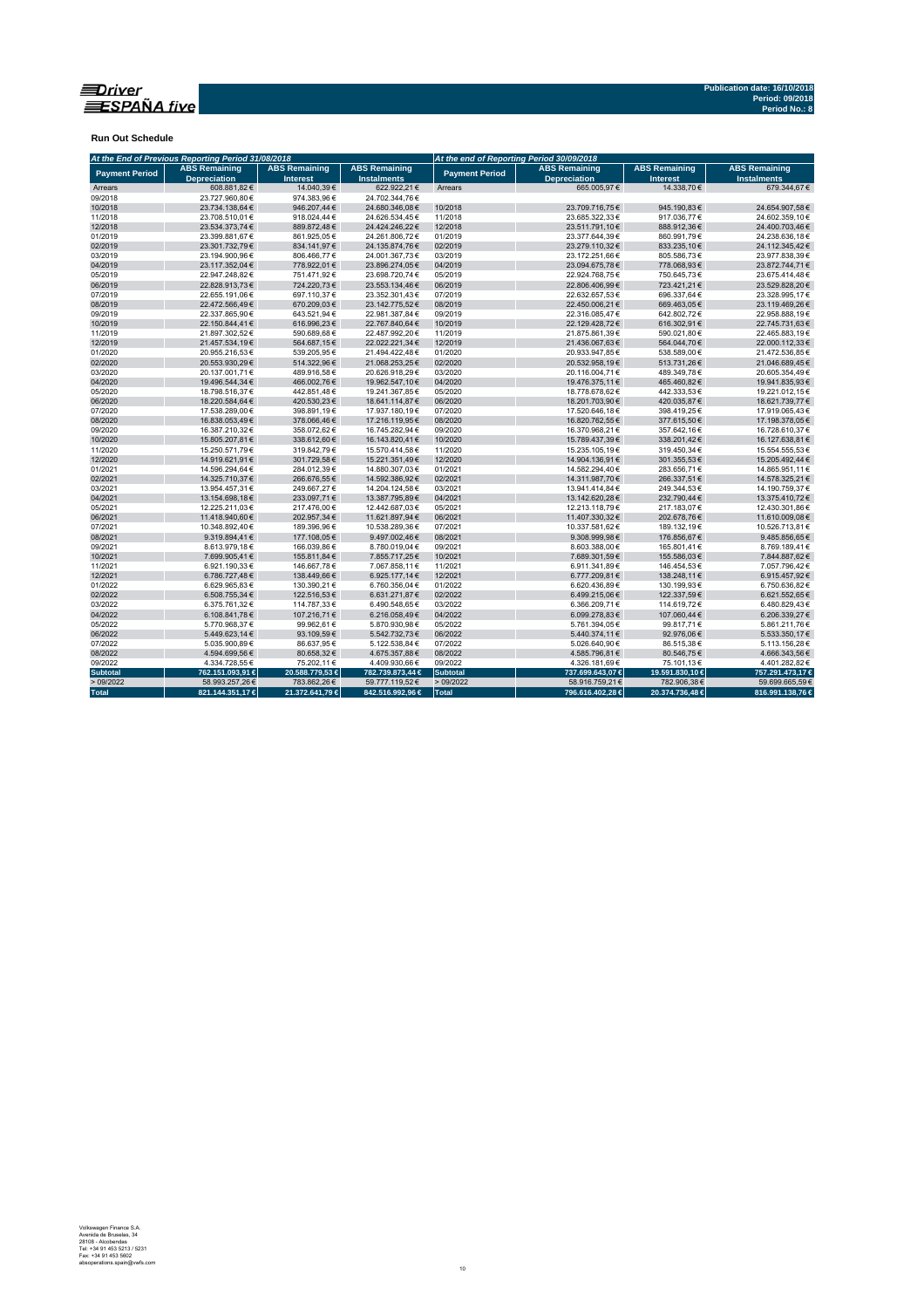**Publication date: 16/10/2018**
**Period: 09/2018**
**Period No.: 8**

**Run Out Schedule**

| At the End of Previous Reporting Period 31/08/2018 | | | | At the end of Reporting Period 30/09/2018 | | | |
|---|---|---|---|---|---|---|---|
| Payment Period | ABS Remaining Depreciation | ABS Remaining Interest | ABS Remaining Instalments | Payment Period | ABS Remaining Depreciation | ABS Remaining Interest | ABS Remaining Instalments |
| Arrears | 608.881,82 € | 14.040,39 € | 622.922,21 € | Arrears | 665.005,97 € | 14.338,70 € | 679.344,67 € |
| 09/2018 | 23.727.960,80 € | 974.383,96 € | 24.702.344,76 € | | | | |
| 10/2018 | 23.734.138,64 € | 946.207,44 € | 24.680.346,08 € | 10/2018 | 23.709.716,75 € | 945.190,83 € | 24.654.907,58 € |
| 11/2018 | 23.708.510,01 € | 918.024,44 € | 24.626.534,45 € | 11/2018 | 23.685.322,33 € | 917.036,77 € | 24.602.359,10 € |
| 12/2018 | 23.534.373,74 € | 889.872,48 € | 24.424.246,22 € | 12/2018 | 23.511.791,10 € | 888.912,36 € | 24.400.703,46 € |
| 01/2019 | 23.399.881,67 € | 861.925,05 € | 24.261.806,72 € | 01/2019 | 23.377.644,39 € | 860.991,79 € | 24.238.636,18 € |
| 02/2019 | 23.301.732,79 € | 834.141,97 € | 24.135.874,76 € | 02/2019 | 23.279.110,32 € | 833.235,10 € | 24.112.345,42 € |
| 03/2019 | 23.194.900,96 € | 806.466,77 € | 24.001.367,73 € | 03/2019 | 23.172.251,66 € | 805.586,73 € | 23.977.838,39 € |
| 04/2019 | 23.117.352,04 € | 778.922,01 € | 23.896.274,05 € | 04/2019 | 23.094.675,78 € | 778.068,93 € | 23.872.744,71 € |
| 05/2019 | 22.947.248,82 € | 751.471,92 € | 23.698.720,74 € | 05/2019 | 22.924.768,75 € | 750.645,73 € | 23.675.414,48 € |
| 06/2019 | 22.828.913,73 € | 724.220,73 € | 23.553.134,46 € | 06/2019 | 22.806.406,99 € | 723.421,21 € | 23.529.828,20 € |
| 07/2019 | 22.655.191,06 € | 697.110,37 € | 23.352.301,43 € | 07/2019 | 22.632.657,53 € | 696.337,64 € | 23.328.995,17 € |
| 08/2019 | 22.472.566,49 € | 670.209,03 € | 23.142.775,52 € | 08/2019 | 22.450.006,21 € | 669.463,05 € | 23.119.469,26 € |
| 09/2019 | 22.337.865,90 € | 643.521,94 € | 22.981.387,84 € | 09/2019 | 22.316.085,47 € | 642.802,72 € | 22.958.888,19 € |
| 10/2019 | 22.150.844,41 € | 616.996,23 € | 22.767.840,64 € | 10/2019 | 22.129.428,72 € | 616.302,91 € | 22.745.731,63 € |
| 11/2019 | 21.897.302,52 € | 590.689,68 € | 22.487.992,20 € | 11/2019 | 21.875.861,39 € | 590.021,80 € | 22.465.883,19 € |
| 12/2019 | 21.457.534,19 € | 564.687,15 € | 22.022.221,34 € | 12/2019 | 21.436.067,63 € | 564.044,70 € | 22.000.112,33 € |
| 01/2020 | 20.955.216,53 € | 539.205,95 € | 21.494.422,48 € | 01/2020 | 20.933.947,85 € | 538.589,00 € | 21.472.536,85 € |
| 02/2020 | 20.553.930,29 € | 514.322,96 € | 21.068.253,25 € | 02/2020 | 20.532.958,19 € | 513.731,26 € | 21.046.689,45 € |
| 03/2020 | 20.137.001,71 € | 489.916,58 € | 20.626.918,29 € | 03/2020 | 20.116.004,71 € | 489.349,78 € | 20.605.354,49 € |
| 04/2020 | 19.496.544,34 € | 466.002,76 € | 19.962.547,10 € | 04/2020 | 19.476.375,11 € | 465.460,82 € | 19.941.835,93 € |
| 05/2020 | 18.798.516,37 € | 442.851,48 € | 19.241.367,85 € | 05/2020 | 18.778.678,62 € | 442.333,53 € | 19.221.012,15 € |
| 06/2020 | 18.220.584,64 € | 420.530,23 € | 18.641.114,87 € | 06/2020 | 18.201.703,90 € | 420.035,87 € | 18.621.739,77 € |
| 07/2020 | 17.538.289,00 € | 398.891,19 € | 17.937.180,19 € | 07/2020 | 17.520.646,18 € | 398.419,25 € | 17.919.065,43 € |
| 08/2020 | 16.838.053,49 € | 378.066,46 € | 17.216.119,95 € | 08/2020 | 16.820.762,55 € | 377.615,50 € | 17.198.378,05 € |
| 09/2020 | 16.387.210,32 € | 358.072,62 € | 16.745.282,94 € | 09/2020 | 16.370.968,21 € | 357.642,16 € | 16.728.610,37 € |
| 10/2020 | 15.805.207,81 € | 338.612,60 € | 16.143.820,41 € | 10/2020 | 15.789.437,39 € | 338.201,42 € | 16.127.638,81 € |
| 11/2020 | 15.250.571,79 € | 319.842,79 € | 15.570.414,58 € | 11/2020 | 15.235.105,19 € | 319.450,34 € | 15.554.555,53 € |
| 12/2020 | 14.919.621,91 € | 301.729,58 € | 15.221.351,49 € | 12/2020 | 14.904.136,91 € | 301.355,53 € | 15.205.492,44 € |
| 01/2021 | 14.596.294,64 € | 284.012,39 € | 14.880.307,03 € | 01/2021 | 14.582.294,40 € | 283.656,71 € | 14.865.951,11 € |
| 02/2021 | 14.325.710,37 € | 266.676,55 € | 14.592.386,92 € | 02/2021 | 14.311.987,70 € | 266.337,51 € | 14.578.325,21 € |
| 03/2021 | 13.954.457,31 € | 249.667,27 € | 14.204.124,58 € | 03/2021 | 13.941.414,84 € | 249.344,53 € | 14.190.759,37 € |
| 04/2021 | 13.154.698,18 € | 233.097,71 € | 13.387.795,89 € | 04/2021 | 13.142.620,28 € | 232.790,44 € | 13.375.410,72 € |
| 05/2021 | 12.225.211,03 € | 217.476,00 € | 12.442.687,03 € | 05/2021 | 12.213.118,79 € | 217.183,07 € | 12.430.301,86 € |
| 06/2021 | 11.418.940,60 € | 202.957,34 € | 11.621.897,94 € | 06/2021 | 11.407.330,32 € | 202.678,76 € | 11.610.009,08 € |
| 07/2021 | 10.348.892,40 € | 189.396,96 € | 10.538.289,36 € | 07/2021 | 10.337.581,62 € | 189.132,19 € | 10.526.713,81 € |
| 08/2021 | 9.319.894,41 € | 177.108,05 € | 9.497.002,46 € | 08/2021 | 9.308.999,98 € | 176.856,67 € | 9.485.856,65 € |
| 09/2021 | 8.613.979,18 € | 166.039,86 € | 8.780.019,04 € | 09/2021 | 8.603.388,00 € | 165.801,41 € | 8.769.189,41 € |
| 10/2021 | 7.699.905,41 € | 155.811,84 € | 7.855.717,25 € | 10/2021 | 7.689.301,59 € | 155.586,03 € | 7.844.887,62 € |
| 11/2021 | 6.921.190,33 € | 146.667,78 € | 7.067.858,11 € | 11/2021 | 6.911.341,89 € | 146.454,53 € | 7.057.796,42 € |
| 12/2021 | 6.786.727,48 € | 138.449,66 € | 6.925.177,14 € | 12/2021 | 6.777.209,81 € | 138.248,11 € | 6.915.457,92 € |
| 01/2022 | 6.629.965,83 € | 130.390,21 € | 6.760.356,04 € | 01/2022 | 6.620.436,89 € | 130.199,93 € | 6.750.636,82 € |
| 02/2022 | 6.508.755,34 € | 122.516,53 € | 6.631.271,87 € | 02/2022 | 6.499.215,06 € | 122.337,59 € | 6.621.552,65 € |
| 03/2022 | 6.375.761,32 € | 114.787,33 € | 6.490.548,65 € | 03/2022 | 6.366.209,71 € | 114.619,72 € | 6.480.829,43 € |
| 04/2022 | 6.108.841,78 € | 107.216,71 € | 6.216.058,49 € | 04/2022 | 6.099.278,83 € | 107.060,44 € | 6.206.339,27 € |
| 05/2022 | 5.770.968,37 € | 99.962,61 € | 5.870.930,98 € | 05/2022 | 5.761.394,05 € | 99.817,71 € | 5.861.211,76 € |
| 06/2022 | 5.449.623,14 € | 93.109,59 € | 5.542.732,73 € | 06/2022 | 5.440.374,11 € | 92.976,06 € | 5.533.350,17 € |
| 07/2022 | 5.035.900,89 € | 86.637,95 € | 5.122.538,84 € | 07/2022 | 5.026.640,90 € | 86.515,38 € | 5.113.156,28 € |
| 08/2022 | 4.594.699,56 € | 80.658,32 € | 4.675.357,88 € | 08/2022 | 4.585.796,81 € | 80.546,75 € | 4.666.343,56 € |
| 09/2022 | 4.334.728,55 € | 75.202,11 € | 4.409.930,66 € | 09/2022 | 4.326.181,69 € | 75.101,13 € | 4.401.282,82 € |
| **Subtotal** | **762.151.093,91 €** | **20.588.779,53 €** | **782.739.873,44 €** | **Subtotal** | **737.699.643,07 €** | **19.591.830,10 €** | **757.291.473,17 €** |
| > 09/2022 | 58.993.257,26 € | 783.862,26 € | 59.777.119,52 € | > 09/2022 | 58.916.759,21 € | 782.906,38 € | 59.699.665,59 € |
| **Total** | **821.144.351,17 €** | **21.372.641,79 €** | **842.516.992,96 €** | **Total** | **796.616.402,28 €** | **20.374.736,48 €** | **816.991.138,76 €** |

Volkswagen Finance S.A.
Avenida de Bruselas, 34
28108 - Alcobendas
Tel: +34 91 453 5213 / 5231
Fax: +34 91 453 5802
absoperations.spain@vwfs.com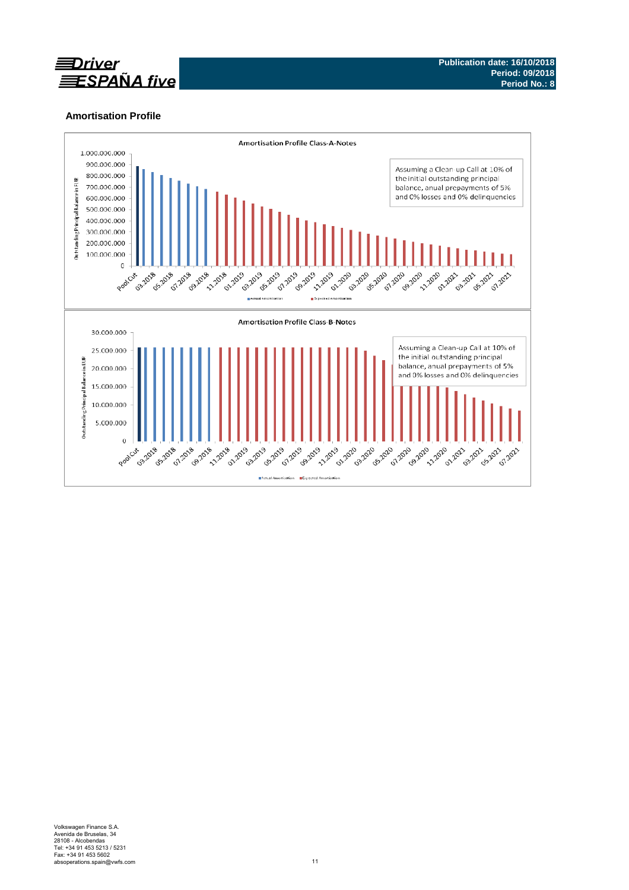## Amortisation Profile

**Amortisation Profile Class-A-Notes**

Assuming a Clean-up Call at 10% of the initial outstanding principal balance, anual prepayments of 5% and 0% losses and 0% delinquencies

Outstanding Principal Balance in EUR

Actual Amortisation | Expected Amortisation

**Amortisation Profile Class-B-Notes**

Assuming a Clean-up Call at 10% of the initial outstanding principal balance, anual prepayments of 5% and 0% losses and 0% delinquencies

Outstanding Principal Balance in EUR

Actual Amortisation | Expected Amortisation

Volkswagen Finance S.A.
Avenida de Bruselas, 34
28108 - Alcobendas
Tel: +34 91 453 5213 / 5231
Fax: +34 91 453 5602
absoperations.spain@vwfs.com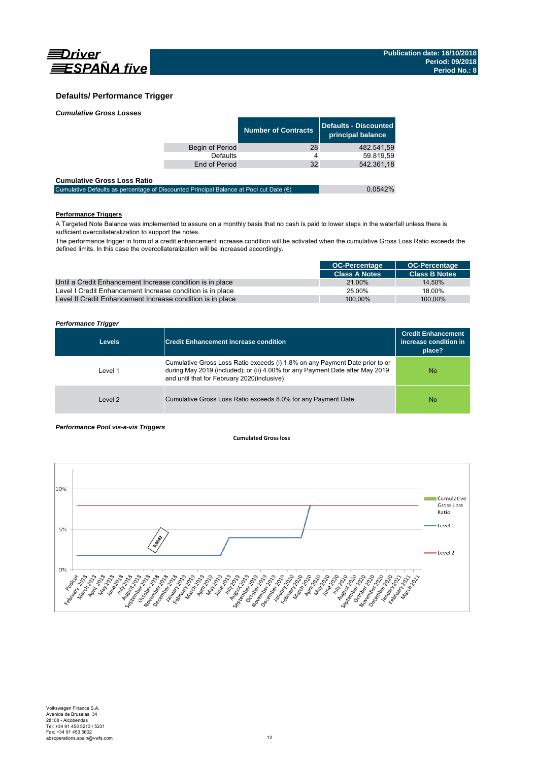## Defaults/ Performance Trigger

*Cumulative Gross Losses*

| | Number of Contracts | Defaults - Discounted principal balance |
|---|---|---|
| Begin of Period | 28 | 482.541,59 |
| Defaults | 4 | 59.819,59 |
| End of Period | 32 | 542.361,18 |

**Cumulative Gross Loss Ratio**

| | |
|---|---|
| Cumulative Defaults as percentage of Discounted Principal Balance at Pool cut Date (€) | 0,0542% |

**Performance Triggers**

A Targeted Note Balance was implemented to assure on a monthly basis that no cash is paid to lower steps in the waterfall unless there is sufficient overcollateralization to support the notes.

The performance trigger in form of a credit enhancement increase condition will be activated when the cumulative Gross Loss Ratio exceeds the defined limits. In this case the overcollateralization will be increased accordingly.

| | OC-Percentage Class A Notes | OC-Percentage Class B Notes |
|---|---|---|
| Until a Credit Enhancement Increase condition is in place | 21,00% | 14,50% |
| Level I Credit Enhancement Increase condition is in place | 25,00% | 18,00% |
| Level II Credit Enhancement Increase condition is in place | 100,00% | 100,00% |

*Performance Trigger*

| Levels | Credit Enhancement increase condition | Credit Enhancement increase condition in place? |
|---|---|---|
| Level 1 | Cumulative Gross Loss Ratio exceeds (i) 1.8% on any Payment Date prior to or during May 2019 (included); or (ii) 4.00% for any Payment Date after May 2019 and until that for February 2020(inclusive) | No |
| Level 2 | Cumulative Gross Loss Ratio exceeds 8.0% for any Payment Date | No |

*Performance Pool vis-a-vis Triggers*

**Cumulated Gross loss**

10%

5%

0%

0,0542

Cumulative Gross Loss Ratio

Level 1

Level 2

Poolcut, February 2018, March 2018, April 2018, May 2018, June 2018, July 2018, August 2018, September 2018, October 2018, November 2018, December 2018, January 2019, February 2019, March 2019, April 2019, May 2019, June 2019, July 2019, August 2019, September 2019, October 2019, November 2019, December 2019, January 2020, February 2020, March 2020, April 2020, May 2020, June 2020, July 2020, August 2020, September 2020, October 2020, November 2020, December 2020, January 2021, February 2021, March 2021

Volkswagen Finance S.A.
Avenida de Bruselas, 34
28108 - Alcobendas
Tel: +34 91 453 5213 / 5231
Fax: +34 91 453 5602
absoperations.spain@vwfs.com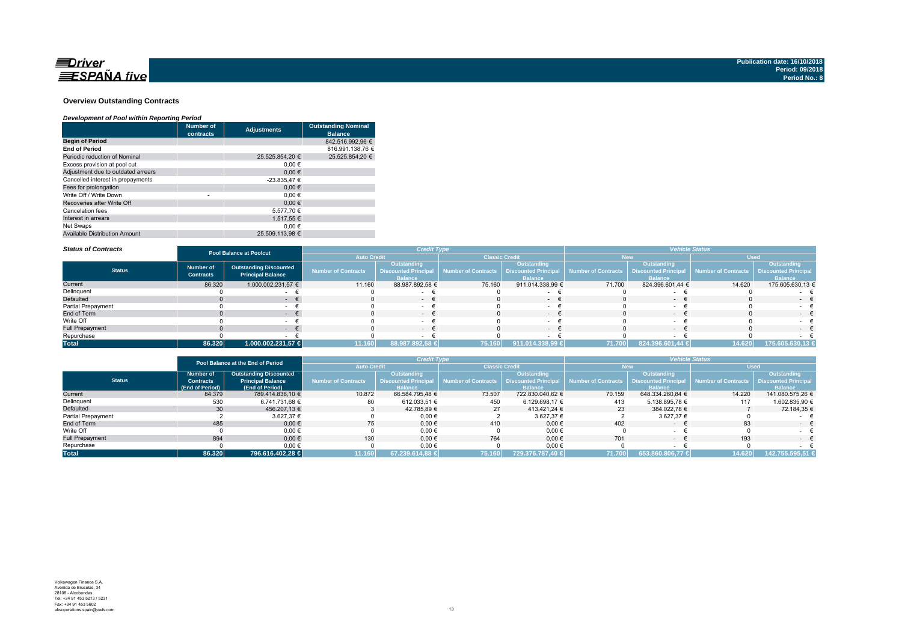## Overview Outstanding Contracts

### *Development of Pool within Reporting Period*

| | Number of contracts | Adjustments | Outstanding Nominal Balance |
|---|---|---|---|
| **Begin of Period** | | | 842.516.992,96 € |
| **End of Period** | | | 816.991.138,76 € |
| Periodic reduction of Nominal | | 25.525.854,20 € | 25.525.854,20 € |
| Excess provision at pool cut | | 0,00 € | |
| Adjustment due to outdated arrears | | 0,00 € | |
| Cancelled interest in prepayments | | -23.835,47 € | |
| Fees for prolongation | | 0,00 € | |
| Write Off / Write Down | - | 0,00 € | |
| Recoveries after Write Off | | 0,00 € | |
| Cancelation fees | | 5.577,70 € | |
| Interest in arrears | | 1.517,55 € | |
| Net Swaps | | 0,00 € | |
| Available Distribution Amount | | 25.509.113,98 € | |

### *Status of Contracts*

| | Pool Balance at Poolcut | | *Credit Type* | | | | *Vehicle Status* | | | |
|---|---|---|---|---|---|---|---|---|---|---|
| | | | Auto Credit | | Classic Credit | | New | | Used | |
| **Status** | Number of Contracts | Outstanding Discounted Principal Balance | Number of Contracts | Outstanding Discounted Principal Balance | Number of Contracts | Outstanding Discounted Principal Balance | Number of Contracts | Outstanding Discounted Principal Balance | Number of Contracts | Outstanding Discounted Principal Balance |
| Current | 86.320 | 1.000.002.231,57 € | 11.160 | 88.987.892,58 € | 75.160 | 911.014.338,99 € | 71.700 | 824.396.601,44 € | 14.620 | 175.605.630,13 € |
| Delinquent | 0 | - € | 0 | - € | 0 | - € | 0 | - € | 0 | - € |
| Defaulted | 0 | - € | 0 | - € | 0 | - € | 0 | - € | 0 | - € |
| Partial Prepayment | 0 | - € | 0 | - € | 0 | - € | 0 | - € | 0 | - € |
| End of Term | 0 | - € | 0 | - € | 0 | - € | 0 | - € | 0 | - € |
| Write Off | 0 | - € | 0 | - € | 0 | - € | 0 | - € | 0 | - € |
| Full Prepayment | 0 | - € | 0 | - € | 0 | - € | 0 | - € | 0 | - € |
| Repurchase | 0 | - € | 0 | - € | 0 | - € | 0 | - € | 0 | - € |
| **Total** | **86.320** | **1.000.002.231,57 €** | **11.160** | **88.987.892,58 €** | **75.160** | **911.014.338,99 €** | **71.700** | **824.396.601,44 €** | **14.620** | **175.605.630,13 €** |

| | Pool Balance at the End of Period | | *Credit Type* | | | | *Vehicle Status* | | | |
|---|---|---|---|---|---|---|---|---|---|---|
| | | | Auto Credit | | Classic Credit | | New | | Used | |
| **Status** | Number of Contracts (End of Period) | Outstanding Discounted Principal Balance (End of Period) | Number of Contracts | Outstanding Discounted Principal Balance | Number of Contracts | Outstanding Discounted Principal Balance | Number of Contracts | Outstanding Discounted Principal Balance | Number of Contracts | Outstanding Discounted Principal Balance |
| Current | 84.379 | 789.414.836,10 € | 10.872 | 66.584.795,48 € | 73.507 | 722.830.040,62 € | 70.159 | 648.334.260,84 € | 14.220 | 141.080.575,26 € |
| Delinquent | 530 | 6.741.731,68 € | 80 | 612.033,51 € | 450 | 6.129.698,17 € | 413 | 5.138.895,78 € | 117 | 1.602.835,90 € |
| Defaulted | 30 | 456.207,13 € | 3 | 42.785,89 € | 27 | 413.421,24 € | 23 | 384.022,78 € | 7 | 72.184,35 € |
| Partial Prepayment | 2 | 3.627,37 € | 0 | 0,00 € | 2 | 3.627,37 € | 2 | 3.627,37 € | 0 | - € |
| End of Term | 485 | 0,00 € | 75 | 0,00 € | 410 | 0,00 € | 402 | - € | 83 | - € |
| Write Off | 0 | 0,00 € | 0 | 0,00 € | 0 | 0,00 € | 0 | - € | 0 | - € |
| Full Prepayment | 894 | 0,00 € | 130 | 0,00 € | 764 | 0,00 € | 701 | - € | 193 | - € |
| Repurchase | 0 | 0,00 € | 0 | 0,00 € | 0 | 0,00 € | 0 | - € | 0 | - € |
| **Total** | **86.320** | **796.616.402,28 €** | **11.160** | **67.239.614,88 €** | **75.160** | **729.376.787,40 €** | **71.700** | **653.860.806,77 €** | **14.620** | **142.755.595,51 €** |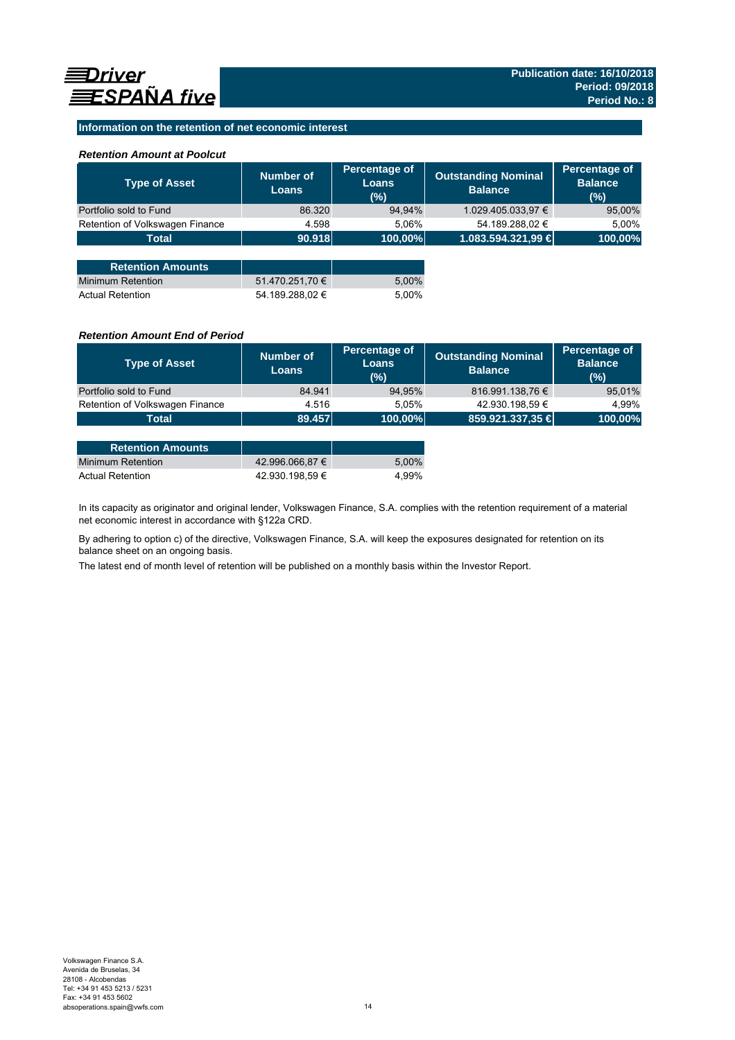## Information on the retention of net economic interest

### *Retention Amount at Poolcut*

| Type of Asset | Number of Loans | Percentage of Loans (%) | Outstanding Nominal Balance | Percentage of Balance (%) |
|---|---|---|---|---|
| Portfolio sold to Fund | 86.320 | 94,94% | 1.029.405.033,97 € | 95,00% |
| Retention of Volkswagen Finance | 4.598 | 5,06% | 54.189.288,02 € | 5,00% |
| **Total** | **90.918** | **100,00%** | **1.083.594.321,99 €** | **100,00%** |

| Retention Amounts | | |
|---|---|---|
| Minimum Retention | 51.470.251,70 € | 5,00% |
| Actual Retention | 54.189.288,02 € | 5,00% |

### *Retention Amount End of Period*

| Type of Asset | Number of Loans | Percentage of Loans (%) | Outstanding Nominal Balance | Percentage of Balance (%) |
|---|---|---|---|---|
| Portfolio sold to Fund | 84.941 | 94,95% | 816.991.138,76 € | 95,01% |
| Retention of Volkswagen Finance | 4.516 | 5,05% | 42.930.198,59 € | 4,99% |
| **Total** | **89.457** | **100,00%** | **859.921.337,35 €** | **100,00%** |

| Retention Amounts | | |
|---|---|---|
| Minimum Retention | 42.996.066,87 € | 5,00% |
| Actual Retention | 42.930.198,59 € | 4,99% |

In its capacity as originator and original lender, Volkswagen Finance, S.A. complies with the retention requirement of a material net economic interest in accordance with §122a CRD.

By adhering to option c) of the directive, Volkswagen Finance, S.A. will keep the exposures designated for retention on its balance sheet on an ongoing basis.

The latest end of month level of retention will be published on a monthly basis within the Investor Report.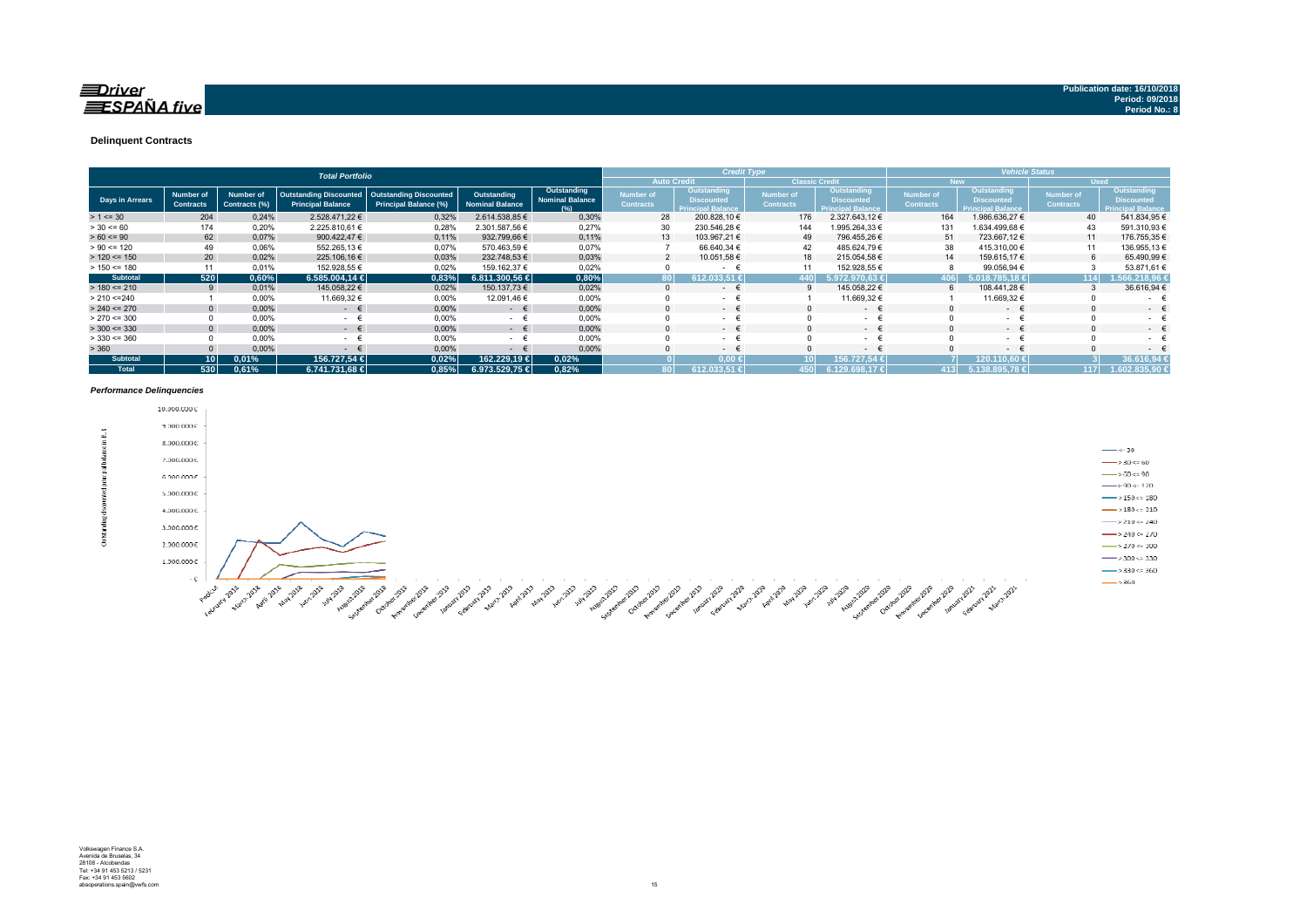Publication date: 16/10/2018
Period: 09/2018
Period No.: 8

## Delinquent Contracts

| Total Portfolio | | | | | | | Credit Type | | | | Vehicle Status | | | |
|---|---|---|---|---|---|---|---|---|---|---|---|---|---|---|
| | | | | | | | Auto Credit | | Classic Credit | | New | | Used | |
| Days in Arrears | Number of Contracts | Number of Contracts (%) | Outstanding Discounted Principal Balance | Outstanding Discounted Principal Balance (%) | Outstanding Nominal Balance | Outstanding Nominal Balance (%) | Number of Contracts | Outstanding Discounted Principal Balance | Number of Contracts | Outstanding Discounted Principal Balance | Number of Contracts | Outstanding Discounted Principal Balance | Number of Contracts | Outstanding Discounted Principal Balance |
| > 1 <= 30 | 204 | 0,24% | 2.528.471,22 € | 0,32% | 2.614.538,85 € | 0,30% | 28 | 200.828,10 € | 176 | 2.327.643,12 € | 164 | 1.986.636,27 € | 40 | 541.834,95 € |
| > 30 <= 60 | 174 | 0,20% | 2.225.810,61 € | 0,28% | 2.301.587,56 € | 0,27% | 30 | 230.546,28 € | 144 | 1.995.264,33 € | 131 | 1.634.499,68 € | 43 | 591.310,93 € |
| > 60 <= 90 | 62 | 0,07% | 900.422,47 € | 0,11% | 932.799,66 € | 0,11% | 13 | 103.967,21 € | 49 | 796.455,26 € | 51 | 723.667,12 € | 11 | 176.755,35 € |
| > 90 <= 120 | 49 | 0,06% | 552.265,13 € | 0,07% | 570.463,59 € | 0,07% | 7 | 66.640,34 € | 42 | 485.624,79 € | 38 | 415.310,00 € | 11 | 136.955,13 € |
| > 120 <= 150 | 20 | 0,02% | 225.106,16 € | 0,03% | 232.748,53 € | 0,03% | 2 | 10.051,58 € | 18 | 215.054,58 € | 14 | 159.615,17 € | 6 | 65.490,99 € |
| > 150 <= 180 | 11 | 0,01% | 152.928,55 € | 0,02% | 159.162,37 € | 0,02% | 0 | - € | 11 | 152.928,55 € | 8 | 99.056,94 € | 3 | 53.871,61 € |
| **Subtotal** | **520** | **0,60%** | **6.585.004,14 €** | **0,83%** | **6.811.300,56 €** | **0,80%** | **80** | **612.033,51 €** | **440** | **5.972.970,63 €** | **406** | **5.018.785,18 €** | **114** | **1.566.218,96 €** |
| > 180 <= 210 | 9 | 0,01% | 145.058,22 € | 0,02% | 150.137,73 € | 0,02% | 0 | - € | 9 | 145.058,22 € | 6 | 108.441,28 € | 3 | 36.616,94 € |
| > 210 <=240 | 1 | 0,00% | 11.669,32 € | 0,00% | 12.091,46 € | 0,00% | 0 | - € | 1 | 11.669,32 € | 1 | 11.669,32 € | 0 | - € |
| > 240 <= 270 | 0 | 0,00% | - € | 0,00% | - € | 0,00% | 0 | - € | 0 | - € | 0 | - € | 0 | - € |
| > 270 <= 300 | 0 | 0,00% | - € | 0,00% | - € | 0,00% | 0 | - € | 0 | - € | 0 | - € | 0 | - € |
| > 300 <= 330 | 0 | 0,00% | - € | 0,00% | - € | 0,00% | 0 | - € | 0 | - € | 0 | - € | 0 | - € |
| > 330 <= 360 | 0 | 0,00% | - € | 0,00% | - € | 0,00% | 0 | - € | 0 | - € | 0 | - € | 0 | - € |
| > 360 | 0 | 0,00% | - € | 0,00% | - € | 0,00% | 0 | - € | 0 | - € | 0 | - € | 0 | - € |
| **Subtotal** | **10** | **0,01%** | **156.727,54 €** | **0,02%** | **162.229,19 €** | **0,02%** | **0** | **0,00 €** | **10** | **156.727,54 €** | **7** | **120.110,60 €** | **3** | **36.616,94 €** |
| **Total** | **530** | **0,61%** | **6.741.731,68 €** | **0,85%** | **6.973.529,75 €** | **0,82%** | **80** | **612.033,51 €** | **450** | **6.129.698,17 €** | **413** | **5.138.895,78 €** | **117** | **1.602.835,90 €** |

### *Performance Delinquencies*

Volkswagen Finance S.A.
Avenida de Bruselas, 34
28108 - Alcobendas
Tel: +34 91 453 5213 / 5231
Fax: +34 91 453 5602
absoperations.spain@vwfs.com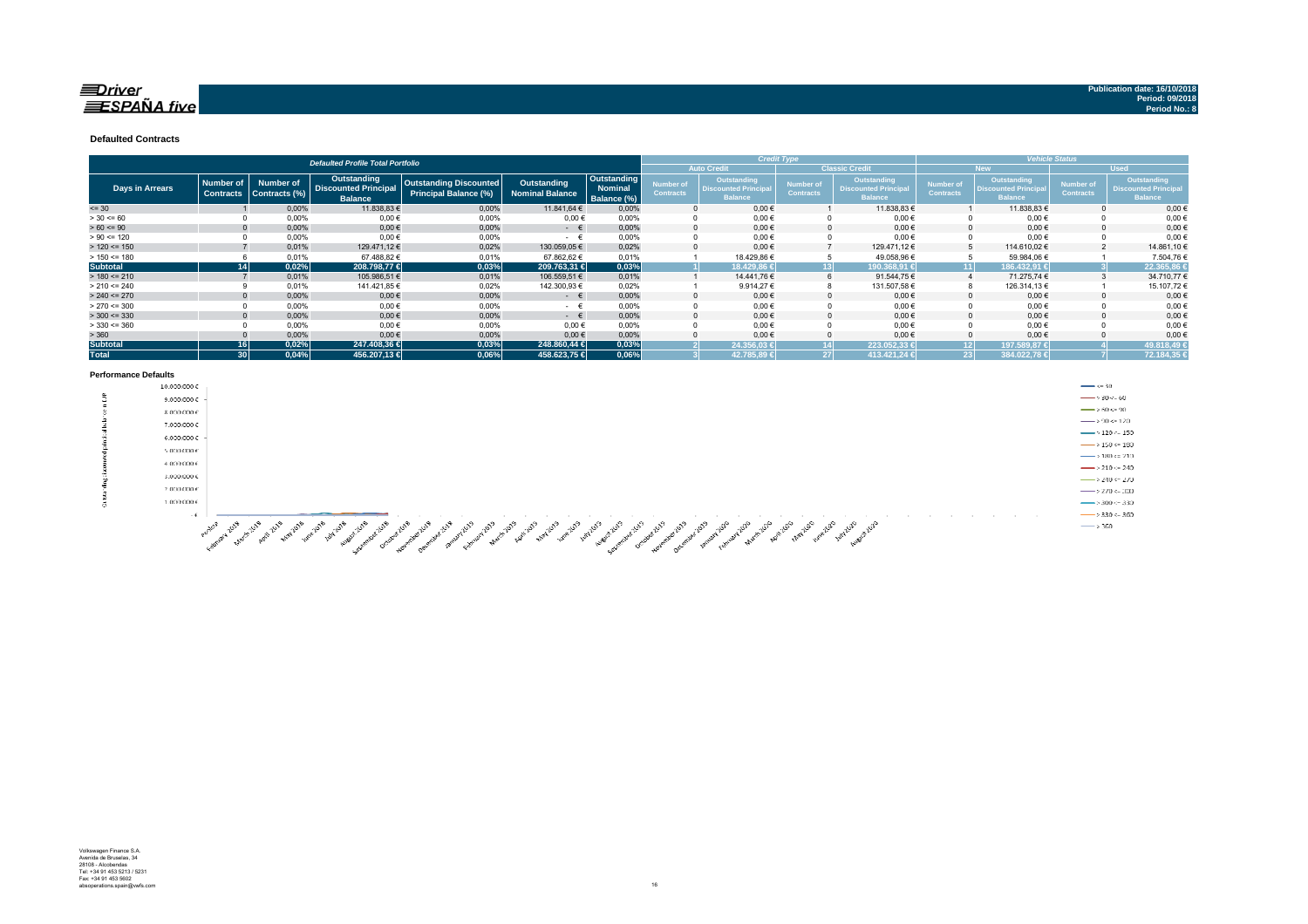Publication date: 16/10/2018
Period: 09/2018
Period No.: 8

### Defaulted Contracts

| Defaulted Profile Total Portfolio | | | | | | | Credit Type | | | | Vehicle Status | | | |
|---|---|---|---|---|---|---|---|---|---|---|---|---|---|---|
| | | | | | | | Auto Credit | | Classic Credit | | New | | Used | |
| Days in Arrears | Number of Contracts | Number of Contracts (%) | Outstanding Discounted Principal Balance | Outstanding Discounted Principal Balance (%) | Outstanding Nominal Balance | Outstanding Nominal Balance (%) | Number of Contracts | Outstanding Discounted Principal Balance | Number of Contracts | Outstanding Discounted Principal Balance | Number of Contracts | Outstanding Discounted Principal Balance | Number of Contracts | Outstanding Discounted Principal Balance |
| <= 30 | 1 | 0,00% | 11.838,83 € | 0,00% | 11.841,64 € | 0,00% | 0 | 0,00 € | 1 | 11.838,83 € | 1 | 11.838,83 € | 0 | 0,00 € |
| > 30 <= 60 | 0 | 0,00% | 0,00 € | 0,00% | 0,00 € | 0,00% | 0 | 0,00 € | 0 | 0,00 € | 0 | 0,00 € | 0 | 0,00 € |
| > 60 <= 90 | 0 | 0,00% | 0,00 € | 0,00% | - € | 0,00% | 0 | 0,00 € | 0 | 0,00 € | 0 | 0,00 € | 0 | 0,00 € |
| > 90 <= 120 | 0 | 0,00% | 0,00 € | 0,00% | - € | 0,00% | 0 | 0,00 € | 0 | 0,00 € | 0 | 0,00 € | 0 | 0,00 € |
| > 120 <= 150 | 7 | 0,01% | 129.471,12 € | 0,02% | 130.059,05 € | 0,02% | 0 | 0,00 € | 7 | 129.471,12 € | 5 | 114.610,02 € | 2 | 14.861,10 € |
| > 150 <= 180 | 6 | 0,01% | 67.488,82 € | 0,01% | 67.862,62 € | 0,01% | 1 | 18.429,86 € | 5 | 49.058,96 € | 5 | 59.984,06 € | 1 | 7.504,76 € |
| **Subtotal** | **14** | **0,02%** | **208.798,77 €** | **0,03%** | **209.763,31 €** | **0,03%** | **1** | **18.429,86 €** | **13** | **190.368,91 €** | **11** | **186.432,91 €** | **3** | **22.365,86 €** |
| > 180 <= 210 | 7 | 0,01% | 105.986,51 € | 0,01% | 106.559,51 € | 0,01% | 1 | 14.441,76 € | 6 | 91.544,75 € | 4 | 71.275,74 € | 3 | 34.710,77 € |
| > 210 <= 240 | 9 | 0,01% | 141.421,85 € | 0,02% | 142.300,93 € | 0,02% | 1 | 9.914,27 € | 8 | 131.507,58 € | 8 | 126.314,13 € | 1 | 15.107,72 € |
| > 240 <= 270 | 0 | 0,00% | 0,00 € | 0,00% | - € | 0,00% | 0 | 0,00 € | 0 | 0,00 € | 0 | 0,00 € | 0 | 0,00 € |
| > 270 <= 300 | 0 | 0,00% | 0,00 € | 0,00% | - € | 0,00% | 0 | 0,00 € | 0 | 0,00 € | 0 | 0,00 € | 0 | 0,00 € |
| > 300 <= 330 | 0 | 0,00% | 0,00 € | 0,00% | - € | 0,00% | 0 | 0,00 € | 0 | 0,00 € | 0 | 0,00 € | 0 | 0,00 € |
| > 330 <= 360 | 0 | 0,00% | 0,00 € | 0,00% | 0,00 € | 0,00% | 0 | 0,00 € | 0 | 0,00 € | 0 | 0,00 € | 0 | 0,00 € |
| > 360 | 0 | 0,00% | 0,00 € | 0,00% | 0,00 € | 0,00% | 0 | 0,00 € | 0 | 0,00 € | 0 | 0,00 € | 0 | 0,00 € |
| **Subtotal** | **16** | **0,02%** | **247.408,36 €** | **0,03%** | **248.860,44 €** | **0,03%** | **2** | **24.356,03 €** | **14** | **223.052,33 €** | **12** | **197.589,87 €** | **4** | **49.818,49 €** |
| **Total** | **30** | **0,04%** | **456.207,13 €** | **0,06%** | **458.623,75 €** | **0,06%** | **3** | **42.785,89 €** | **27** | **413.421,24 €** | **23** | **384.022,78 €** | **7** | **72.184,35 €** |

### Performance Defaults

Volkswagen Finance S.A.
Avenida de Bruselas, 34
28108 - Alcobendas
Tel: +34 91 453 5213 / 5231
Fax: +34 91 453 5602
absoperations.spain@vwfs.com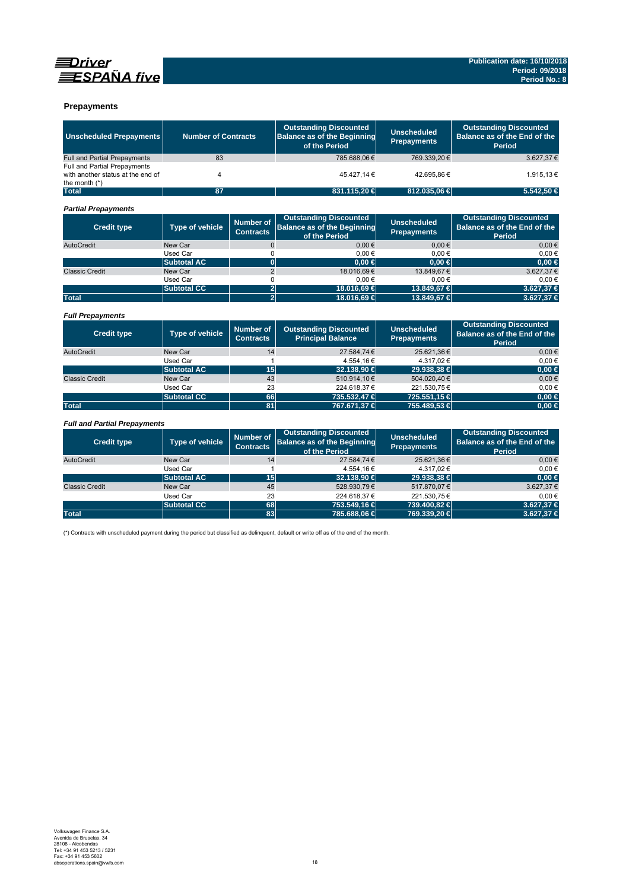## Prepayments

| Unscheduled Prepayments | Number of Contracts | Outstanding Discounted Balance as of the Beginning of the Period | Unscheduled Prepayments | Outstanding Discounted Balance as of the End of the Period |
|---|---|---|---|---|
| Full and Partial Prepayments | 83 | 785.688,06 € | 769.339,20 € | 3.627,37 € |
| Full and Partial Prepayments with another status at the end of the month (*) | 4 | 45.427,14 € | 42.695,86 € | 1.915,13 € |
| **Total** | **87** | **831.115,20 €** | **812.035,06 €** | **5.542,50 €** |

### *Partial Prepayments*

| Credit type | Type of vehicle | Number of Contracts | Outstanding Discounted Balance as of the Beginning of the Period | Unscheduled Prepayments | Outstanding Discounted Balance as of the End of the Period |
|---|---|---|---|---|---|
| AutoCredit | New Car | 0 | 0,00 € | 0,00 € | 0,00 € |
| | Used Car | 0 | 0,00 € | 0,00 € | 0,00 € |
| | **Subtotal AC** | **0** | **0,00 €** | **0,00 €** | **0,00 €** |
| Classic Credit | New Car | 2 | 18.016,69 € | 13.849,67 € | 3.627,37 € |
| | Used Car | 0 | 0,00 € | 0,00 € | 0,00 € |
| | **Subtotal CC** | **2** | **18.016,69 €** | **13.849,67 €** | **3.627,37 €** |
| **Total** | | **2** | **18.016,69 €** | **13.849,67 €** | **3.627,37 €** |

### *Full Prepayments*

| Credit type | Type of vehicle | Number of Contracts | Outstanding Discounted Principal Balance | Unscheduled Prepayments | Outstanding Discounted Balance as of the End of the Period |
|---|---|---|---|---|---|
| AutoCredit | New Car | 14 | 27.584,74 € | 25.621,36 € | 0,00 € |
| | Used Car | 1 | 4.554,16 € | 4.317,02 € | 0,00 € |
| | **Subtotal AC** | **15** | **32.138,90 €** | **29.938,38 €** | **0,00 €** |
| Classic Credit | New Car | 43 | 510.914,10 € | 504.020,40 € | 0,00 € |
| | Used Car | 23 | 224.618,37 € | 221.530,75 € | 0,00 € |
| | **Subtotal CC** | **66** | **735.532,47 €** | **725.551,15 €** | **0,00 €** |
| **Total** | | **81** | **767.671,37 €** | **755.489,53 €** | **0,00 €** |

### *Full and Partial Prepayments*

| Credit type | Type of vehicle | Number of Contracts | Outstanding Discounted Balance as of the Beginning of the Period | Unscheduled Prepayments | Outstanding Discounted Balance as of the End of the Period |
|---|---|---|---|---|---|
| AutoCredit | New Car | 14 | 27.584,74 € | 25.621,36 € | 0,00 € |
| | Used Car | 1 | 4.554,16 € | 4.317,02 € | 0,00 € |
| | **Subtotal AC** | **15** | **32.138,90 €** | **29.938,38 €** | **0,00 €** |
| Classic Credit | New Car | 45 | 528.930,79 € | 517.870,07 € | 3.627,37 € |
| | Used Car | 23 | 224.618,37 € | 221.530,75 € | 0,00 € |
| | **Subtotal CC** | **68** | **753.549,16 €** | **739.400,82 €** | **3.627,37 €** |
| **Total** | | **83** | **785.688,06 €** | **769.339,20 €** | **3.627,37 €** |

(*) Contracts with unscheduled payment during the period but classified as delinquent, default or write off as of the end of the month.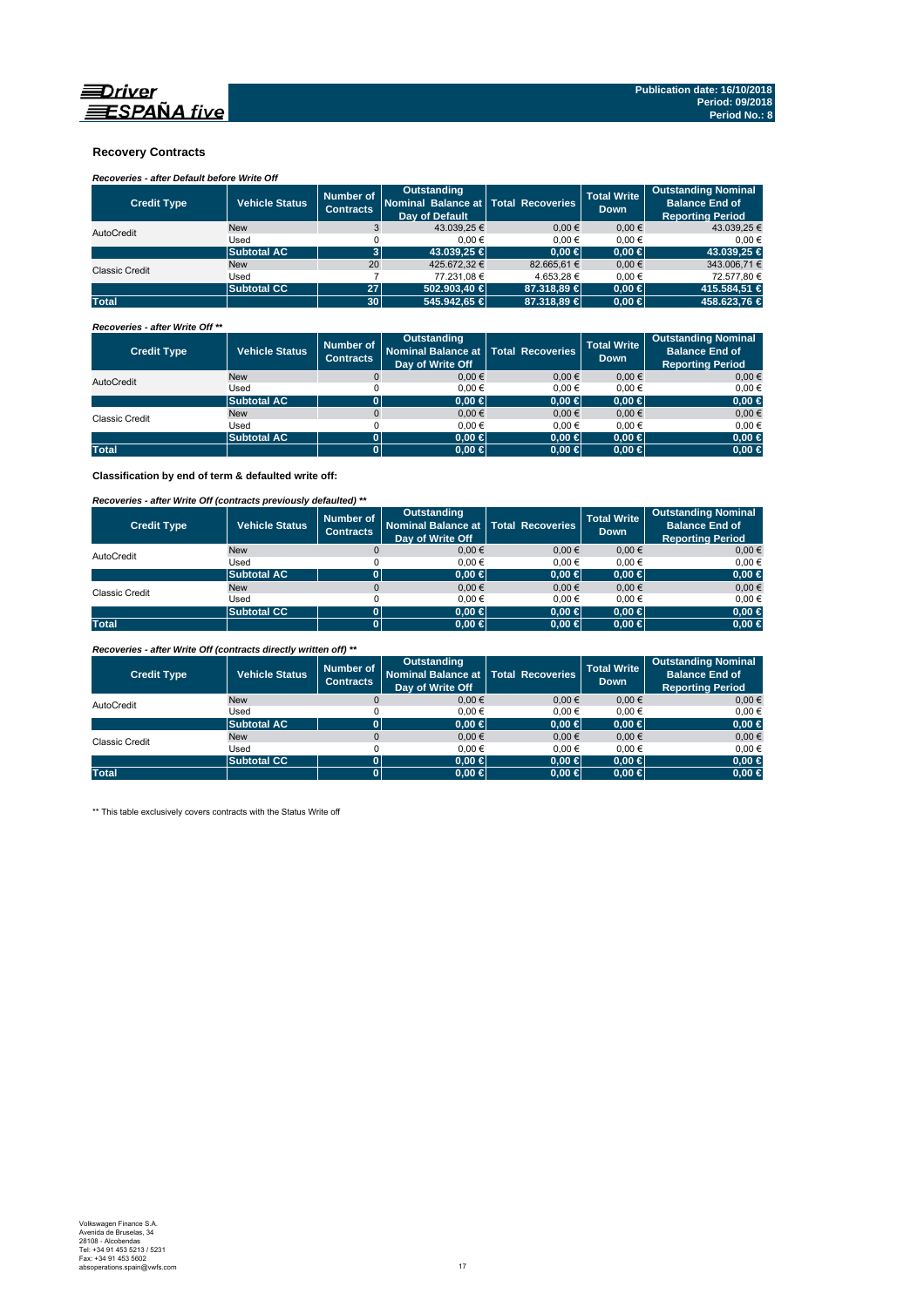## Recovery Contracts

***Recoveries - after Default before Write Off***

| Credit Type | Vehicle Status | Number of Contracts | Outstanding Nominal Balance at Day of Default | Total Recoveries | Total Write Down | Outstanding Nominal Balance End of Reporting Period |
|---|---|---|---|---|---|---|
| AutoCredit | New | 3 | 43.039,25 € | 0,00 € | 0,00 € | 43.039,25 € |
| | Used | 0 | 0,00 € | 0,00 € | 0,00 € | 0,00 € |
| | **Subtotal AC** | **3** | **43.039,25 €** | **0,00 €** | **0,00 €** | **43.039,25 €** |
| Classic Credit | New | 20 | 425.672,32 € | 82.665,61 € | 0,00 € | 343.006,71 € |
| | Used | 7 | 77.231,08 € | 4.653,28 € | 0,00 € | 72.577,80 € |
| | **Subtotal CC** | **27** | **502.903,40 €** | **87.318,89 €** | **0,00 €** | **415.584,51 €** |
| **Total** | | **30** | **545.942,65 €** | **87.318,89 €** | **0,00 €** | **458.623,76 €** |

***Recoveries - after Write Off \*\****

| Credit Type | Vehicle Status | Number of Contracts | Outstanding Nominal Balance at Day of Write Off | Total Recoveries | Total Write Down | Outstanding Nominal Balance End of Reporting Period |
|---|---|---|---|---|---|---|
| AutoCredit | New | 0 | 0,00 € | 0,00 € | 0,00 € | 0,00 € |
| | Used | 0 | 0,00 € | 0,00 € | 0,00 € | 0,00 € |
| | **Subtotal AC** | **0** | **0,00 €** | **0,00 €** | **0,00 €** | **0,00 €** |
| Classic Credit | New | 0 | 0,00 € | 0,00 € | 0,00 € | 0,00 € |
| | Used | 0 | 0,00 € | 0,00 € | 0,00 € | 0,00 € |
| | **Subtotal AC** | **0** | **0,00 €** | **0,00 €** | **0,00 €** | **0,00 €** |
| **Total** | | **0** | **0,00 €** | **0,00 €** | **0,00 €** | **0,00 €** |

**Classification by end of term & defaulted write off:**

***Recoveries - after Write Off (contracts previously defaulted) \*\****

| Credit Type | Vehicle Status | Number of Contracts | Outstanding Nominal Balance at Day of Write Off | Total Recoveries | Total Write Down | Outstanding Nominal Balance End of Reporting Period |
|---|---|---|---|---|---|---|
| AutoCredit | New | 0 | 0,00 € | 0,00 € | 0,00 € | 0,00 € |
| | Used | 0 | 0,00 € | 0,00 € | 0,00 € | 0,00 € |
| | **Subtotal AC** | **0** | **0,00 €** | **0,00 €** | **0,00 €** | **0,00 €** |
| Classic Credit | New | 0 | 0,00 € | 0,00 € | 0,00 € | 0,00 € |
| | Used | 0 | 0,00 € | 0,00 € | 0,00 € | 0,00 € |
| | **Subtotal CC** | **0** | **0,00 €** | **0,00 €** | **0,00 €** | **0,00 €** |
| **Total** | | **0** | **0,00 €** | **0,00 €** | **0,00 €** | **0,00 €** |

***Recoveries - after Write Off (contracts directly written off) \*\****

| Credit Type | Vehicle Status | Number of Contracts | Outstanding Nominal Balance at Day of Write Off | Total Recoveries | Total Write Down | Outstanding Nominal Balance End of Reporting Period |
|---|---|---|---|---|---|---|
| AutoCredit | New | 0 | 0,00 € | 0,00 € | 0,00 € | 0,00 € |
| | Used | 0 | 0,00 € | 0,00 € | 0,00 € | 0,00 € |
| | **Subtotal AC** | **0** | **0,00 €** | **0,00 €** | **0,00 €** | **0,00 €** |
| Classic Credit | New | 0 | 0,00 € | 0,00 € | 0,00 € | 0,00 € |
| | Used | 0 | 0,00 € | 0,00 € | 0,00 € | 0,00 € |
| | **Subtotal CC** | **0** | **0,00 €** | **0,00 €** | **0,00 €** | **0,00 €** |
| **Total** | | **0** | **0,00 €** | **0,00 €** | **0,00 €** | **0,00 €** |

\*\* This table exclusively covers contracts with the Status Write off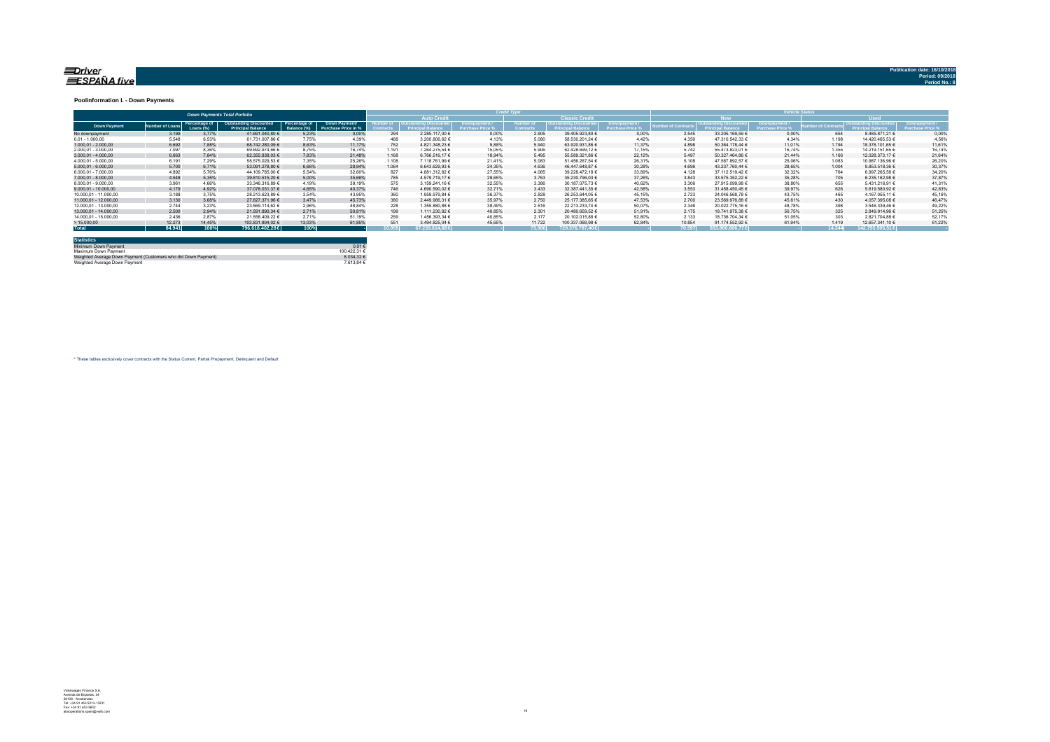## Poolinformation I. - Down Payments

| Down Payments Total Portfolio | | | | | | Credit Type | | | | | | Vehicle Status | | | | | |
|---|---|---|---|---|---|---|---|---|---|---|---|---|---|---|---|---|---|
| | | | | | | Auto Credit | | | Classic Credit | | | New | | | Used | | |
| Down Payment | Number of Loans | Percentage of Loans (%) | Outstanding Discounted Principal Balance | Percentage of Balance (%) | Down Payment/ Purchase Price in % | Number of Contracts | Outstanding Discounted Principal Balance | Downpayment / Purchase Price % | Number of Contracts | Outstanding Discounted Principal Balance | Downpayment / Purchase Price % | Number of Contracts | Outstanding Discounted Principal Balance | Downpayment / Purchase Price % | Number of Contracts | Outstanding Discounted Principal Balance | Downpayment / Purchase Price % |
| No downpayment | 3.199 | 3,77% | 41.691.040,80 € | 5,23% | 0,00% | 294 | 2.285.117,00 € | 0,00% | 2.905 | 39.405.923,80 € | 0,00% | 2.545 | 33.205.169,59 € | 0,00% | 654 | 8.485.871,21 € | 0,00% |
| 0,01 - 1.000,00 | 5.548 | 6,53% | 61.731.007,86 € | 7,75% | 4,39% | 468 | 3.200.806,62 € | 4,13% | 5.080 | 58.530.201,24 € | 4,42% | 4.350 | 47.310.542,33 € | 4,34% | 1.198 | 14.420.465,53 € | 4,56% |
| 1.000,01 - 2.000,00 | 6.692 | 7,88% | 68.742.280,09 € | 8,63% | 11,17% | 752 | 4.821.348,23 € | 9,88% | 5.940 | 63.920.931,86 € | 11,37% | 4.898 | 50.364.178,44 € | 11,01% | 1.794 | 18.378.101,65 € | 11,61% |
| 2.000,01 - 3.000,00 | 7.097 | 8,36% | 69.692.974,66 € | 8,75% | 16,74% | 1.191 | 7.264.275,54 € | 15,05% | 5.906 | 62.428.699,12 € | 17,15% | 5.742 | 55.473.823,01 € | 16,74% | 1.355 | 14.219.151,65 € | 16,74% |
| 3.000,01 - 4.000,00 | 6.663 | 7,84% | 62.355.838,03 € | 7,83% | 21,48% | 1.168 | 6.766.516,17 € | 18,94% | 5.495 | 55.589.321,86 € | 22,12% | 5.497 | 50.327.464,86 € | 21,44% | 1.166 | 12.028.373,17 € | 21,64% |
| 4.000,01 - 5.000,00 | 6.191 | 7,29% | 58.575.029,53 € | 7,35% | 25,26% | 1.108 | 7.118.761,99 € | 21,41% | 5.083 | 51.456.267,54 € | 26,31% | 5.108 | 47.587.892,57 € | 25,06% | 1.083 | 10.987.136,96 € | 26,20% |
| 5.000,01 - 6.000,00 | 5.700 | 6,71% | 53.091.278,80 € | 6,66% | 28,94% | 1.064 | 6.643.629,93 € | 24,35% | 4.636 | 46.447.648,87 € | 30,28% | 4.696 | 43.237.760,44 € | 28,65% | 1.004 | 9.853.518,36 € | 30,37% |
| 6.000,01 - 7.000,00 | 4.892 | 5,76% | 44.109.785,00 € | 5,54% | 32,60% | 827 | 4.881.312,82 € | 27,55% | 4.065 | 39.228.472,18 € | 33,89% | 4.128 | 37.112.519,42 € | 32,32% | 764 | 6.997.265,58 € | 34,20% |
| 7.000,01 - 8.000,00 | 4.548 | 5,35% | 39.810.515,20 € | 5,00% | 35,66% | 785 | 4.579.719,17 € | 29,65% | 3.763 | 35.230.796,03 € | 37,26% | 3.843 | 33.575.352,22 € | 35,28% | 705 | 6.235.162,98 € | 37,87% |
| 8.000,01 - 9.000,00 | 3.961 | 4,66% | 33.346.316,89 € | 4,19% | 39,19% | 575 | 3.159.241,16 € | 32,55% | 3.386 | 30.187.075,73 € | 40,62% | 3.306 | 27.915.099,98 € | 38,80% | 655 | 5.431.216,91 € | 41,31% |
| 9.000,01 - 10.000,00 | 4.179 | 4,92% | 37.078.031,37 € | 4,65% | 40,37% | 746 | 4.690.590,02 € | 32,71% | 3.433 | 32.387.441,35 € | 42,58% | 3.553 | 31.458.450,45 € | 39,97% | 626 | 5.619.580,92 € | 42,83% |
| 10.000,01 - 11.000,00 | 3.188 | 3,75% | 28.213.623,89 € | 3,54% | 43,95% | 360 | 1.959.979,84 € | 36,37% | 2.828 | 26.253.644,05 € | 45,15% | 2.723 | 24.046.568,78 € | 43,75% | 465 | 4.167.055,11 € | 45,16% |
| 11.000,01 - 12.000,00 | 3.130 | 3,68% | 27.627.371,96 € | 3,47% | 45,73% | 380 | 2.449.986,31 € | 35,97% | 2.750 | 25.177.385,65 € | 47,53% | 2.700 | 23.569.976,88 € | 45,61% | 430 | 4.057.395,08 € | 46,47% |
| 12.000,01 - 13.000,00 | 2.744 | 3,23% | 23.569.114,62 € | 2,96% | 48,84% | 228 | 1.355.880,88 € | 38,49% | 2.516 | 22.213.233,74 € | 50,07% | 2.346 | 20.022.775,16 € | 48,78% | 398 | 3.546.339,46 € | 49,22% |
| 13.000,01 - 14.000,00 | 2.500 | 2,94% | 21.591.890,34 € | 2,71% | 50,81% | 199 | 1.111.230,82 € | 40,85% | 2.301 | 20.480.659,52 € | 51,91% | 2.175 | 18.741.975,38 € | 50,75% | 325 | 2.849.914,96 € | 51,25% |
| 14.000,01 - 15.000,00 | 2.436 | 2,87% | 21.558.409,22 € | 2,71% | 51,19% | 259 | 1.456.393,34 € | 40,85% | 2.177 | 20.102.015,88 € | 52,80% | 2.133 | 18.736.704,34 € | 51,05% | 303 | 2.821.704,88 € | 52,17% |
| > 15.000,00 | 12.273 | 14,45% | 103.831.894,02 € | 13,03% | 61,85% | 551 | 3.494.825,04 € | 45,65% | 11.722 | 100.337.068,98 € | 62,84% | 10.854 | 91.174.552,92 € | 61,94% | 1.419 | 12.657.341,10 € | 61,22% |
| **Total** | **84.941** | **100%** | **796.616.402,28 €** | **100%** | **-** | **10.955** | **67.239.614,88 €** | **-** | **73.986** | **729.376.787,40 €** | **-** | **70.597** | **653.860.806,77 €** | **-** | **14.344** | **142.755.595,51 €** | **-** |

| Statistics | |
|---|---|
| Minimum Down Payment | 0,01 € |
| Maximum Down Payment | 100.422,31 € |
| Weighted Average Down Payment (Customers who did Down Payment) | 8.034,32 € |
| Weighted Average Down Payment | 7.613,84 € |

* These tables exclusively cover contracts with the Status Current, Partial Prepayment, Delinquent and Default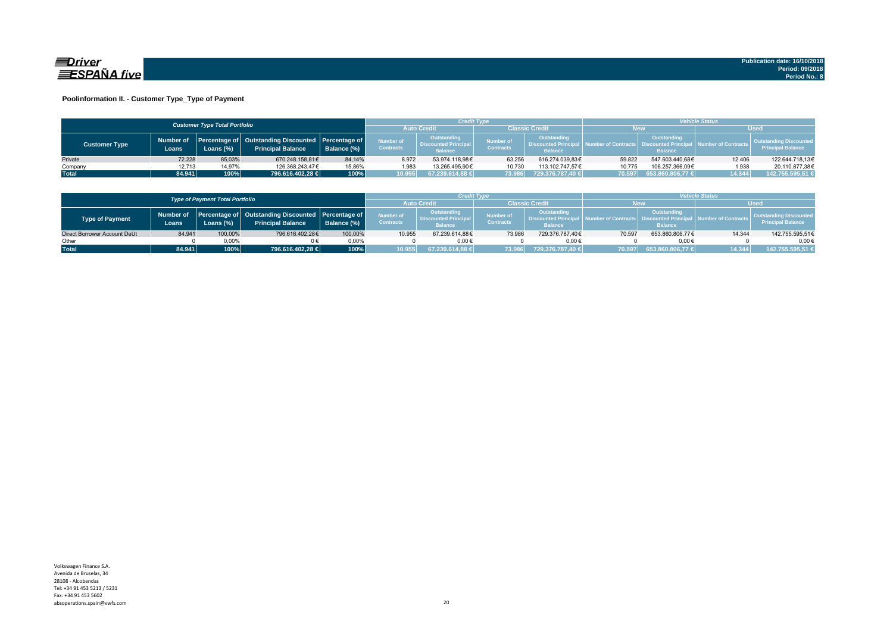Publication date: 16/10/2018
Period: 09/2018
Period No.: 8

## Poolinformation II. - Customer Type_Type of Payment

| Customer Type Total Portfolio | | | | | Credit Type | | | | Vehicle Status | | | |
|---|---|---|---|---|---|---|---|---|---|---|---|---|
| | | | | | Auto Credit | | Classic Credit | | New | | Used | |
| Customer Type | Number of Loans | Percentage of Loans (%) | Outstanding Discounted Principal Balance | Percentage of Balance (%) | Number of Contracts | Outstanding Discounted Principal Balance | Number of Contracts | Outstanding Discounted Principal Balance | Number of Contracts | Outstanding Discounted Principal Balance | Number of Contracts | Outstanding Discounted Principal Balance |
| Private | 72.228 | 85,03% | 670.248.158,81€ | 84,14% | 8.972 | 53.974.118,98€ | 63.256 | 616.274.039,83€ | 59.822 | 547.603.440,68€ | 12.406 | 122.644.718,13€ |
| Company | 12.713 | 14,97% | 126.368.243,47€ | 15,86% | 1.983 | 13.265.495,90€ | 10.730 | 113.102.747,57€ | 10.775 | 106.257.366,09€ | 1.938 | 20.110.877,38€ |
| **Total** | **84.941** | **100%** | **796.616.402,28 €** | **100%** | **10.955** | **67.239.614,88 €** | **73.986** | **729.376.787,40 €** | **70.597** | **653.860.806,77 €** | **14.344** | **142.755.595,51 €** |

| Type of Payment Total Portfolio | | | | | Credit Type | | | | Vehicle Status | | | |
|---|---|---|---|---|---|---|---|---|---|---|---|---|
| | | | | | Auto Credit | | Classic Credit | | New | | Used | |
| Type of Payment | Number of Loans | Percentage of Loans (%) | Outstanding Discounted Principal Balance | Percentage of Balance (%) | Number of Contracts | Outstanding Discounted Principal Balance | Number of Contracts | Outstanding Discounted Principal Balance | Number of Contracts | Outstanding Discounted Principal Balance | Number of Contracts | Outstanding Discounted Principal Balance |
| Direct Borrower Account DeUt | 84.941 | 100,00% | 796.616.402,28€ | 100,00% | 10.955 | 67.239.614,88€ | 73.986 | 729.376.787,40€ | 70.597 | 653.860.806,77€ | 14.344 | 142.755.595,51€ |
| Other | 0 | 0,00% | 0 € | 0,00% | 0 | 0,00€ | 0 | 0,00€ | 0 | 0,00€ | 0 | 0,00€ |
| **Total** | **84.941** | **100%** | **796.616.402,28 €** | **100%** | **10.955** | **67.239.614,88 €** | **73.986** | **729.376.787,40 €** | **70.597** | **653.860.806,77 €** | **14.344** | **142.755.595,51 €** |

Volkswagen Finance S.A.
Avenida de Bruselas, 34
28108 - Alcobendas
Tel: +34 91 453 5213 / 5231
Fax: +34 91 453 5602
absoperations.spain@vwfs.com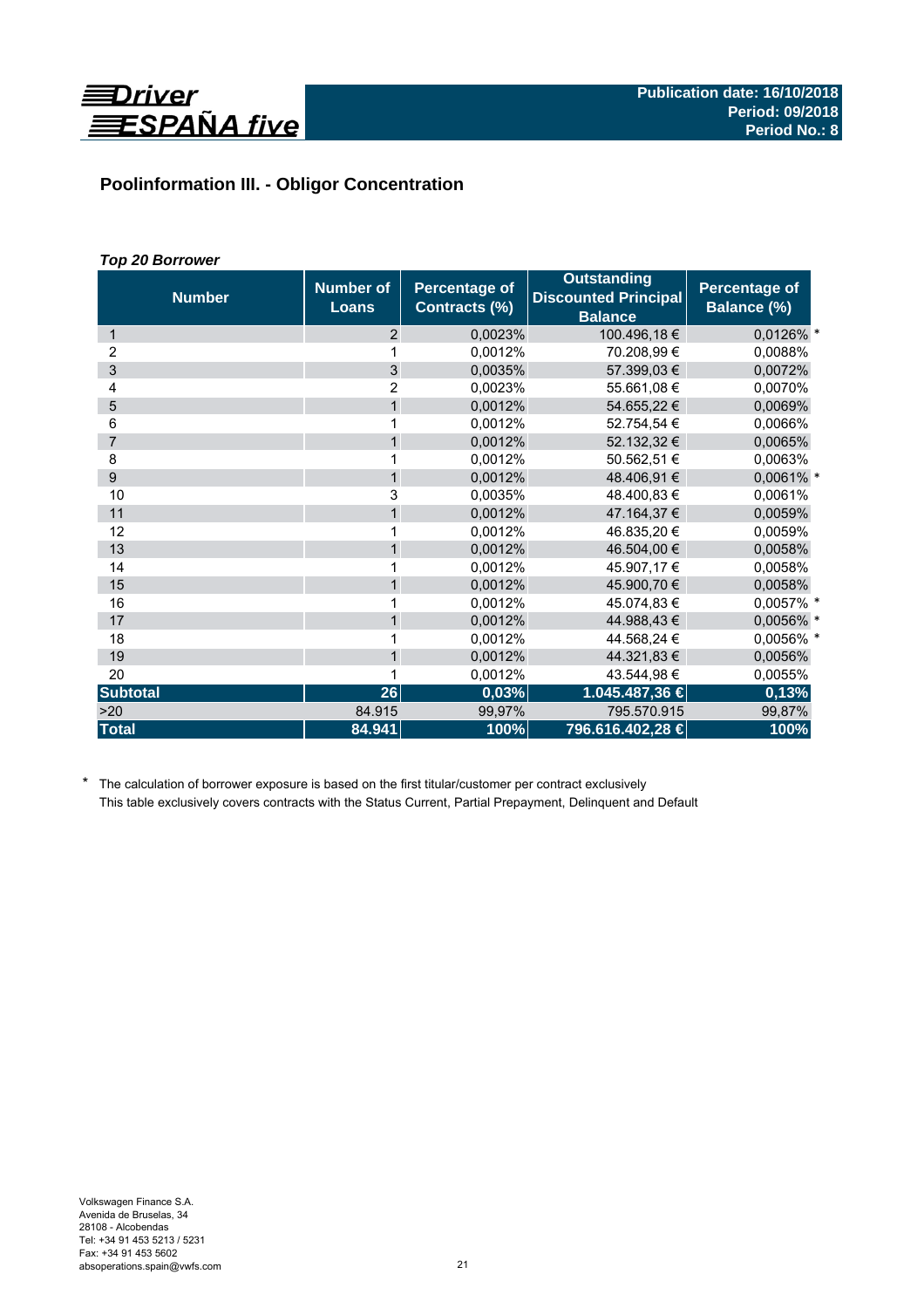Driver ESPAÑA five

Publication date: 16/10/2018
Period: 09/2018
Period No.: 8

## Poolinformation III. - Obligor Concentration

***Top 20 Borrower***

| Number | Number of Loans | Percentage of Contracts (%) | Outstanding Discounted Principal Balance | Percentage of Balance (%) |
|---|---|---|---|---|
| 1 | 2 | 0,0023% | 100.496,18 € | 0,0126% * |
| 2 | 1 | 0,0012% | 70.208,99 € | 0,0088% |
| 3 | 3 | 0,0035% | 57.399,03 € | 0,0072% |
| 4 | 2 | 0,0023% | 55.661,08 € | 0,0070% |
| 5 | 1 | 0,0012% | 54.655,22 € | 0,0069% |
| 6 | 1 | 0,0012% | 52.754,54 € | 0,0066% |
| 7 | 1 | 0,0012% | 52.132,32 € | 0,0065% |
| 8 | 1 | 0,0012% | 50.562,51 € | 0,0063% |
| 9 | 1 | 0,0012% | 48.406,91 € | 0,0061% * |
| 10 | 3 | 0,0035% | 48.400,83 € | 0,0061% |
| 11 | 1 | 0,0012% | 47.164,37 € | 0,0059% |
| 12 | 1 | 0,0012% | 46.835,20 € | 0,0059% |
| 13 | 1 | 0,0012% | 46.504,00 € | 0,0058% |
| 14 | 1 | 0,0012% | 45.907,17 € | 0,0058% |
| 15 | 1 | 0,0012% | 45.900,70 € | 0,0058% |
| 16 | 1 | 0,0012% | 45.074,83 € | 0,0057% * |
| 17 | 1 | 0,0012% | 44.988,43 € | 0,0056% * |
| 18 | 1 | 0,0012% | 44.568,24 € | 0,0056% * |
| 19 | 1 | 0,0012% | 44.321,83 € | 0,0056% |
| 20 | 1 | 0,0012% | 43.544,98 € | 0,0055% |
| **Subtotal** | **26** | **0,03%** | **1.045.487,36 €** | **0,13%** |
| >20 | 84.915 | 99,97% | 795.570.915 | 99,87% |
| **Total** | **84.941** | **100%** | **796.616.402,28 €** | **100%** |

\* The calculation of borrower exposure is based on the first titular/customer per contract exclusively
This table exclusively covers contracts with the Status Current, Partial Prepayment, Delinquent and Default

Volkswagen Finance S.A.
Avenida de Bruselas, 34
28108 - Alcobendas
Tel: +34 91 453 5213 / 5231
Fax: +34 91 453 5602
absoperations.spain@vwfs.com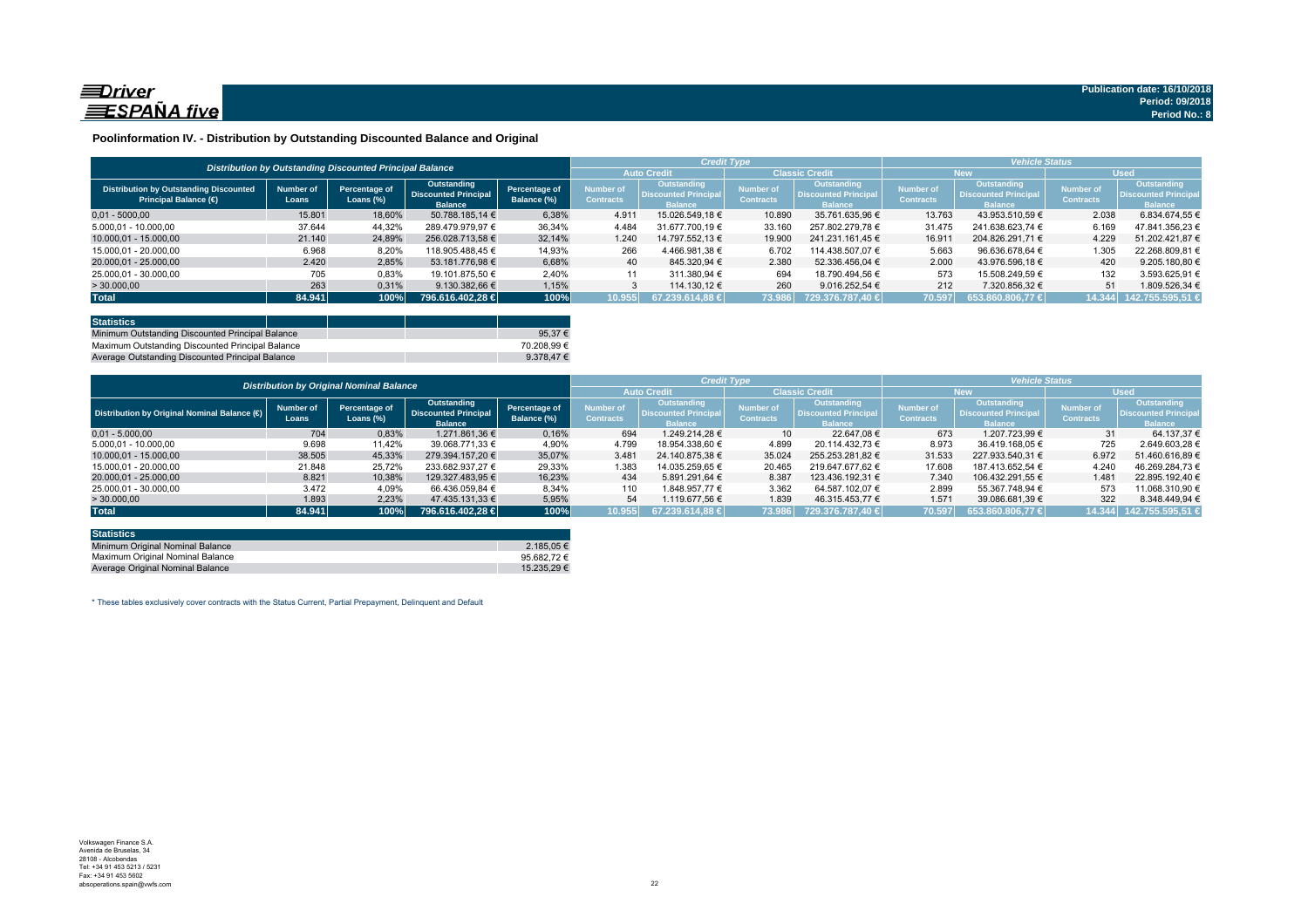Publication date: 16/10/2018
Period: 09/2018
Period No.: 8

## Poolinformation IV. - Distribution by Outstanding Discounted Balance and Original

| Distribution by Outstanding Discounted Principal Balance | | | | | Credit Type | | | | Vehicle Status | | | |
|---|---|---|---|---|---|---|---|---|---|---|---|---|
| | | | | | Auto Credit | | Classic Credit | | New | | Used | |
| Distribution by Outstanding Discounted Principal Balance (€) | Number of Loans | Percentage of Loans (%) | Outstanding Discounted Principal Balance | Percentage of Balance (%) | Number of Contracts | Outstanding Discounted Principal Balance | Number of Contracts | Outstanding Discounted Principal Balance | Number of Contracts | Outstanding Discounted Principal Balance | Number of Contracts | Outstanding Discounted Principal Balance |
| 0,01 - 5.000,00 | 15.801 | 18,60% | 50.788.185,14 € | 6,38% | 4.911 | 15.026.549,18 € | 10.890 | 35.761.635,96 € | 13.763 | 43.953.510,59 € | 2.038 | 6.834.674,55 € |
| 5.000,01 - 10.000,00 | 37.644 | 44,32% | 289.479.979,97 € | 36,34% | 4.484 | 31.677.700,19 € | 33.160 | 257.802.279,78 € | 31.475 | 241.638.623,74 € | 6.169 | 47.841.356,23 € |
| 10.000,01 - 15.000,00 | 21.140 | 24,89% | 256.028.713,58 € | 32,14% | 1.240 | 14.797.552,13 € | 19.900 | 241.231.161,45 € | 16.911 | 204.826.291,71 € | 4.229 | 51.202.421,87 € |
| 15.000,01 - 20.000,00 | 6.968 | 8,20% | 118.905.488,45 € | 14,93% | 266 | 4.466.981,38 € | 6.702 | 114.438.507,07 € | 5.663 | 96.636.678,64 € | 1.305 | 22.268.809,81 € |
| 20.000,01 - 25.000,00 | 2.420 | 2,85% | 53.181.776,98 € | 6,68% | 40 | 845.320,94 € | 2.380 | 52.336.456,04 € | 2.000 | 43.976.596,18 € | 420 | 9.205.180,80 € |
| 25.000,01 - 30.000,00 | 705 | 0,83% | 19.101.875,50 € | 2,40% | 11 | 311.380,94 € | 694 | 18.790.494,56 € | 573 | 15.508.249,59 € | 132 | 3.593.625,91 € |
| > 30.000,00 | 263 | 0,31% | 9.130.382,66 € | 1,15% | 3 | 114.130,12 € | 260 | 9.016.252,54 € | 212 | 7.320.856,32 € | 51 | 1.809.526,34 € |
| **Total** | **84.941** | **100%** | **796.616.402,28 €** | **100%** | **10.955** | **67.239.614,88 €** | **73.986** | **729.376.787,40 €** | **70.597** | **653.860.806,77 €** | **14.344** | **142.755.595,51 €** |

| Statistics | |
|---|---|
| Minimum Outstanding Discounted Principal Balance | 95,37 € |
| Maximum Outstanding Discounted Principal Balance | 70.208,99 € |
| Average Outstanding Discounted Principal Balance | 9.378,47 € |

| Distribution by Original Nominal Balance | | | | | Credit Type | | | | Vehicle Status | | | |
|---|---|---|---|---|---|---|---|---|---|---|---|---|
| | | | | | Auto Credit | | Classic Credit | | New | | Used | |
| Distribution by Original Nominal Balance (€) | Number of Loans | Percentage of Loans (%) | Outstanding Discounted Principal Balance | Percentage of Balance (%) | Number of Contracts | Outstanding Discounted Principal Balance | Number of Contracts | Outstanding Discounted Principal Balance | Number of Contracts | Outstanding Discounted Principal Balance | Number of Contracts | Outstanding Discounted Principal Balance |
| 0,01 - 5.000,00 | 704 | 0,83% | 1.271.861,36 € | 0,16% | 694 | 1.249.214,28 € | 10 | 22.647,08 € | 673 | 1.207.723,99 € | 31 | 64.137,37 € |
| 5.000,01 - 10.000,00 | 9.698 | 11,42% | 39.068.771,33 € | 4,90% | 4.799 | 18.954.338,60 € | 4.899 | 20.114.432,73 € | 8.973 | 36.419.168,05 € | 725 | 2.649.603,28 € |
| 10.000,01 - 15.000,00 | 38.505 | 45,33% | 279.394.157,20 € | 35,07% | 3.481 | 24.140.875,38 € | 35.024 | 255.253.281,82 € | 31.533 | 227.933.540,31 € | 6.972 | 51.460.616,89 € |
| 15.000,01 - 20.000,00 | 21.848 | 25,72% | 233.682.937,27 € | 29,33% | 1.383 | 14.035.259,65 € | 20.465 | 219.647.677,62 € | 17.608 | 187.413.652,54 € | 4.240 | 46.269.284,73 € |
| 20.000,01 - 25.000,00 | 8.821 | 10,38% | 129.327.483,95 € | 16,23% | 434 | 5.891.291,64 € | 8.387 | 123.436.192,31 € | 7.340 | 106.432.291,55 € | 1.481 | 22.895.192,40 € |
| 25.000,01 - 30.000,00 | 3.472 | 4,09% | 66.436.059,84 € | 8,34% | 110 | 1.848.957,77 € | 3.362 | 64.587.102,07 € | 2.899 | 55.367.748,94 € | 573 | 11.068.310,90 € |
| > 30.000,00 | 1.893 | 2,23% | 47.435.131,33 € | 5,95% | 54 | 1.119.677,56 € | 1.839 | 46.315.453,77 € | 1.571 | 39.086.681,39 € | 322 | 8.348.449,94 € |
| **Total** | **84.941** | **100%** | **796.616.402,28 €** | **100%** | **10.955** | **67.239.614,88 €** | **73.986** | **729.376.787,40 €** | **70.597** | **653.860.806,77 €** | **14.344** | **142.755.595,51 €** |

| Statistics | |
|---|---|
| Minimum Original Nominal Balance | 2.185,05 € |
| Maximum Original Nominal Balance | 95.682,72 € |
| Average Original Nominal Balance | 15.235,29 € |

\* These tables exclusively cover contracts with the Status Current, Partial Prepayment, Delinquent and Default

Volkswagen Finance S.A.
Avenida de Bruselas, 34
28108 - Alcobendas
Tel: +34 91 453 5213 / 5231
Fax: +34 91 453 5602
absoperations.spain@vwfs.com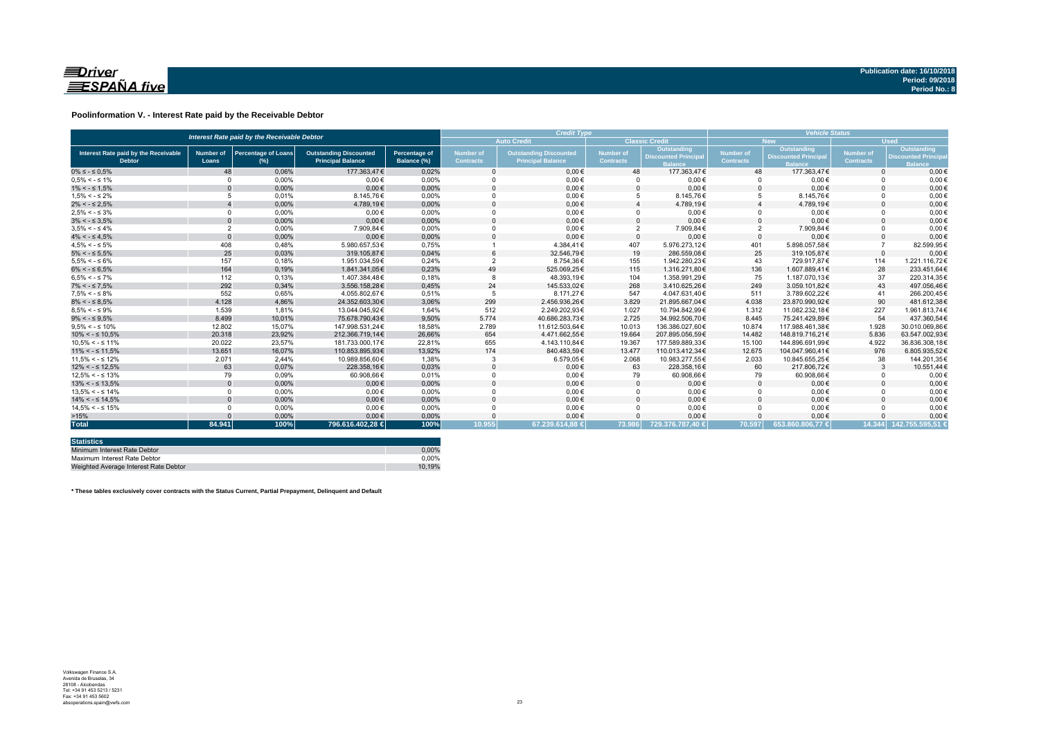**Driver ESPAÑA five**

**Publication date: 16/10/2018**
**Period: 09/2018**
**Period No.: 8**

## Poolinformation V. - Interest Rate paid by the Receivable Debtor

| Interest Rate paid by the Receivable Debtor | | | | | Credit Type | | | | Vehicle Status | | | |
|---|---|---|---|---|---|---|---|---|---|---|---|---|
| | | | | | Auto Credit | | Classic Credit | | New | | Used | |
| Interest Rate paid by the Receivable Debtor | Number of Loans | Percentage of Loans (%) | Outstanding Discounted Principal Balance | Percentage of Balance (%) | Number of Contracts | Outstanding Discounted Principal Balance | Number of Contracts | Outstanding Discounted Principal Balance | Number of Contracts | Outstanding Discounted Principal Balance | Number of Contracts | Outstanding Discounted Principal Balance |
| 0% ≤ - ≤ 0,5% | 48 | 0,06% | 177.363,47€ | 0,02% | 0 | 0,00€ | 48 | 177.363,47€ | 48 | 177.363,47€ | 0 | 0,00€ |
| 0,5% < - ≤ 1% | 0 | 0,00% | 0,00€ | 0,00% | 0 | 0,00€ | 0 | 0,00€ | 0 | 0,00€ | 0 | 0,00€ |
| 1% < - ≤ 1,5% | 0 | 0,00% | 0,00€ | 0,00% | 0 | 0,00€ | 0 | 0,00€ | 0 | 0,00€ | 0 | 0,00€ |
| 1,5% < - ≤ 2% | 5 | 0,01% | 8.145,76€ | 0,00% | 0 | 0,00€ | 5 | 8.145,76€ | 5 | 8.145,76€ | 0 | 0,00€ |
| 2% < - ≤ 2,5% | 4 | 0,00% | 4.789,19€ | 0,00% | 0 | 0,00€ | 4 | 4.789,19€ | 4 | 4.789,19€ | 0 | 0,00€ |
| 2,5% < - ≤ 3% | 0 | 0,00% | 0,00€ | 0,00% | 0 | 0,00€ | 0 | 0,00€ | 0 | 0,00€ | 0 | 0,00€ |
| 3% < - ≤ 3,5% | 0 | 0,00% | 0,00€ | 0,00% | 0 | 0,00€ | 0 | 0,00€ | 0 | 0,00€ | 0 | 0,00€ |
| 3,5% < - ≤ 4% | 2 | 0,00% | 7.909,84€ | 0,00% | 0 | 0,00€ | 2 | 7.909,84€ | 2 | 7.909,84€ | 0 | 0,00€ |
| 4% < - ≤ 4,5% | 0 | 0,00% | 0,00€ | 0,00% | 0 | 0,00€ | 0 | 0,00€ | 0 | 0,00€ | 0 | 0,00€ |
| 4,5% < - ≤ 5% | 408 | 0,48% | 5.980.657,53€ | 0,75% | 1 | 4.384,41€ | 407 | 5.976.273,12€ | 401 | 5.898.057,58€ | 7 | 82.599,95€ |
| 5% < - ≤ 5,5% | 25 | 0,03% | 319.105,87€ | 0,04% | 6 | 32.546,79€ | 19 | 286.559,08€ | 25 | 319.105,87€ | 0 | 0,00€ |
| 5,5% < - ≤ 6% | 157 | 0,18% | 1.951.034,59€ | 0,24% | 2 | 8.754,36€ | 155 | 1.942.280,23€ | 43 | 729.917,87€ | 114 | 1.221.116,72€ |
| 6% < - ≤ 6,5% | 164 | 0,19% | 1.841.341,05€ | 0,23% | 49 | 525.069,25€ | 115 | 1.316.271,80€ | 136 | 1.607.889,41€ | 28 | 233.451,64€ |
| 6,5% < - ≤ 7% | 112 | 0,13% | 1.407.384,48€ | 0,18% | 8 | 48.393,19€ | 104 | 1.358.991,29€ | 75 | 1.187.070,13€ | 37 | 220.314,35€ |
| 7% < - ≤ 7,5% | 292 | 0,34% | 3.556.158,28€ | 0,45% | 24 | 145.533,02€ | 268 | 3.410.625,26€ | 249 | 3.059.101,82€ | 43 | 497.056,46€ |
| 7,5% < - ≤ 8% | 552 | 0,65% | 4.055.802,67€ | 0,51% | 5 | 8.171,27€ | 547 | 4.047.631,40€ | 511 | 3.789.602,22€ | 41 | 266.200,45€ |
| 8% < - ≤ 8,5% | 4.128 | 4,86% | 24.352.603,30€ | 3,06% | 299 | 2.456.936,26€ | 3.829 | 21.895.667,04€ | 4.038 | 23.870.990,92€ | 90 | 481.612,38€ |
| 8,5% < - ≤ 9% | 1.539 | 1,81% | 13.044.045,92€ | 1,64% | 512 | 2.249.202,93€ | 1.027 | 10.794.842,99€ | 1.312 | 11.082.232,18€ | 227 | 1.961.813,74€ |
| 9% < - ≤ 9,5% | 8.499 | 10,01% | 75.678.790,43€ | 9,50% | 5.774 | 40.686.283,73€ | 2.725 | 34.992.506,70€ | 8.445 | 75.241.429,89€ | 54 | 437.360,54€ |
| 9,5% < - ≤ 10% | 12.802 | 15,07% | 147.998.531,24€ | 18,58% | 2.789 | 11.612.503,64€ | 10.013 | 136.386.027,60€ | 10.874 | 117.988.461,38€ | 1.928 | 30.010.069,86€ |
| 10% < - ≤ 10,5% | 20.318 | 23,92% | 212.366.719,14€ | 26,66% | 654 | 4.471.662,55€ | 19.664 | 207.895.056,59€ | 14.482 | 148.819.716,21€ | 5.836 | 63.547.002,93€ |
| 10,5% < - ≤ 11% | 20.022 | 23,57% | 181.733.000,17€ | 22,81% | 655 | 4.143.110,84€ | 19.367 | 177.589.889,33€ | 15.100 | 144.896.691,99€ | 4.922 | 36.836.308,18€ |
| 11% < - ≤ 11,5% | 13.651 | 16,07% | 110.853.895,93€ | 13,92% | 174 | 840.483,59€ | 13.477 | 110.013.412,34€ | 12.675 | 104.047.960,41€ | 976 | 6.805.935,52€ |
| 11,5% < - ≤ 12% | 2.071 | 2,44% | 10.989.856,60€ | 1,38% | 3 | 6.579,05€ | 2.068 | 10.983.277,55€ | 2.033 | 10.845.655,25€ | 38 | 144.201,35€ |
| 12% < - ≤ 12,5% | 63 | 0,07% | 228.358,16€ | 0,03% | 0 | 0,00€ | 63 | 228.358,16€ | 60 | 217.806,72€ | 3 | 10.551,44€ |
| 12,5% < - ≤ 13% | 79 | 0,09% | 60.908,66€ | 0,01% | 0 | 0,00€ | 79 | 60.908,66€ | 79 | 60.908,66€ | 0 | 0,00€ |
| 13% < - ≤ 13,5% | 0 | 0,00% | 0,00€ | 0,00% | 0 | 0,00€ | 0 | 0,00€ | 0 | 0,00€ | 0 | 0,00€ |
| 13,5% < - ≤ 14% | 0 | 0,00% | 0,00€ | 0,00% | 0 | 0,00€ | 0 | 0,00€ | 0 | 0,00€ | 0 | 0,00€ |
| 14% < - ≤ 14,5% | 0 | 0,00% | 0,00€ | 0,00% | 0 | 0,00€ | 0 | 0,00€ | 0 | 0,00€ | 0 | 0,00€ |
| 14,5% < - ≤ 15% | 0 | 0,00% | 0,00€ | 0,00% | 0 | 0,00€ | 0 | 0,00€ | 0 | 0,00€ | 0 | 0,00€ |
| >15% | 0 | 0,00% | 0,00€ | 0,00% | 0 | 0,00€ | 0 | 0,00€ | 0 | 0,00€ | 0 | 0,00€ |
| **Total** | **84.941** | **100%** | **796.616.402,28 €** | **100%** | **10.955** | **67.239.614,88 €** | **73.986** | **729.376.787,40 €** | **70.597** | **653.860.806,77 €** | **14.344** | **142.755.595,51 €** |

| Statistics | |
|---|---|
| Minimum Interest Rate Debtor | 0,00% |
| Maximum Interest Rate Debtor | 0,00% |
| Weighted Average Interest Rate Debtor | 10,19% |

**\* These tables exclusively cover contracts with the Status Current, Partial Prepayment, Delinquent and Default**

Volkswagen Finance S.A.
Avenida de Bruselas, 34
28108 - Alcobendas
Tel: +34 91 453 5213 / 5231
Fax: +34 91 453 5602
absoperations.spain@vwfs.com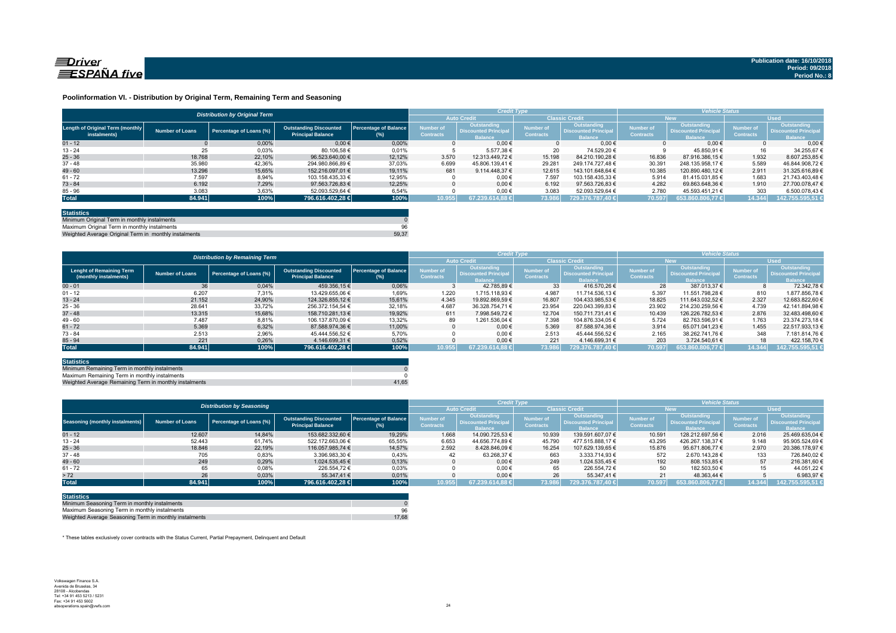Driver ESPAÑA five

Publication date: 16/10/2018
Period: 09/2018
Period No.: 8

## Poolinformation VI. - Distribution by Original Term, Remaining Term and Seasoning

| Distribution by Original Term | | | | | Credit Type | | | | Vehicle Status | | | |
|---|---|---|---|---|---|---|---|---|---|---|---|---|
| | | | | | Auto Credit | | Classic Credit | | New | | Used | |
| Length of Original Term (monthly instalments) | Number of Loans | Percentage of Loans (%) | Outstanding Discounted Principal Balance | Percentage of Balance (%) | Number of Contracts | Outstanding Discounted Principal Balance | Number of Contracts | Outstanding Discounted Principal Balance | Number of Contracts | Outstanding Discounted Principal Balance | Number of Contracts | Outstanding Discounted Principal Balance |
| 01 - 12 | 0 | 0,00% | 0,00 € | 0,00% | 0 | 0,00 € | 0 | 0,00 € | 0 | 0,00 € | 0 | 0,00 € |
| 13 - 24 | 25 | 0,03% | 80.106,58 € | 0,01% | 5 | 5.577,38 € | 20 | 74.529,20 € | 9 | 45.850,91 € | 16 | 34.255,67 € |
| 25 - 36 | 18.768 | 22,10% | 96.523.640,00 € | 12,12% | 3.570 | 12.313.449,72 € | 15.198 | 84.210.190,28 € | 16.836 | 87.916.386,15 € | 1.932 | 8.607.253,85 € |
| 37 - 48 | 35.980 | 42,36% | 294.980.866,89 € | 37,03% | 6.699 | 45.806.139,41 € | 29.281 | 249.174.727,48 € | 30.391 | 248.135.958,17 € | 5.589 | 46.844.908,72 € |
| 49 - 60 | 13.296 | 15,65% | 152.216.097,01 € | 19,11% | 681 | 9.114.448,37 € | 12.615 | 143.101.648,64 € | 10.385 | 120.890.480,12 € | 2.911 | 31.325.616,89 € |
| 61 - 72 | 7.597 | 8,94% | 103.158.435,33 € | 12,95% | 0 | 0,00 € | 7.597 | 103.158.435,33 € | 5.914 | 81.415.031,85 € | 1.683 | 21.743.403,48 € |
| 73 - 84 | 6.192 | 7,29% | 97.563.726,83 € | 12,25% | 0 | 0,00 € | 6.192 | 97.563.726,83 € | 4.282 | 69.863.648,36 € | 1.910 | 27.700.078,47 € |
| 85 - 96 | 3.083 | 3,63% | 52.093.529,64 € | 6,54% | 0 | 0,00 € | 3.083 | 52.093.529,64 € | 2.780 | 45.593.451,21 € | 303 | 6.500.078,43 € |
| **Total** | **84.941** | **100%** | **796.616.402,28 €** | **100%** | **10.955** | **67.239.614,88 €** | **73.986** | **729.376.787,40 €** | **70.597** | **653.860.806,77 €** | **14.344** | **142.755.595,51 €** |

| Statistics | |
|---|---|
| Minimum Original Term in monthly instalments | 0 |
| Maximum Original Term in monthly instalments | 96 |
| Weighted Average Original Term in monthly instalments | 59,37 |

| Distribution by Remaining Term | | | | | Credit Type | | | | Vehicle Status | | | |
|---|---|---|---|---|---|---|---|---|---|---|---|---|
| | | | | | Auto Credit | | Classic Credit | | New | | Used | |
| Lenght of Remaining Term (monthly instalments) | Number of Loans | Percentage of Loans (%) | Outstanding Discounted Principal Balance | Percentage of Balance (%) | Number of Contracts | Outstanding Discounted Principal Balance | Number of Contracts | Outstanding Discounted Principal Balance | Number of Contracts | Outstanding Discounted Principal Balance | Number of Contracts | Outstanding Discounted Principal Balance |
| 00 - 01 | 36 | 0,04% | 459.356,15 € | 0,06% | 3 | 42.785,89 € | 33 | 416.570,26 € | 28 | 387.013,37 € | 8 | 72.342,78 € |
| 01 - 12 | 6.207 | 7,31% | 13.429.655,06 € | 1,69% | 1.220 | 1.715.118,93 € | 4.987 | 11.714.536,13 € | 5.397 | 11.551.798,28 € | 810 | 1.877.856,78 € |
| 13 - 24 | 21.152 | 24,90% | 124.326.855,12 € | 15,61% | 4.345 | 19.892.869,59 € | 16.807 | 104.433.985,53 € | 18.825 | 111.643.032,52 € | 2.327 | 12.683.822,60 € |
| 25 - 36 | 28.641 | 33,72% | 256.372.154,54 € | 32,18% | 4.687 | 36.328.754,71 € | 23.954 | 220.043.399,83 € | 23.902 | 214.230.259,56 € | 4.739 | 42.141.894,98 € |
| 37 - 48 | 13.315 | 15,68% | 158.710.281,13 € | 19,92% | 611 | 7.998.549,72 € | 12.704 | 150.711.731,41 € | 10.439 | 126.226.782,53 € | 2.876 | 32.483.498,60 € |
| 49 - 60 | 7.487 | 8,81% | 106.137.870,09 € | 13,32% | 89 | 1.261.536,04 € | 7.398 | 104.876.334,05 € | 5.724 | 82.763.596,91 € | 1.763 | 23.374.273,18 € |
| 61 - 72 | 5.369 | 6,32% | 87.588.974,36 € | 11,00% | 0 | 0,00 € | 5.369 | 87.588.974,36 € | 3.914 | 65.071.041,23 € | 1.455 | 22.517.933,13 € |
| 73 - 84 | 2.513 | 2,96% | 45.444.556,52 € | 5,70% | 0 | 0,00 € | 2.513 | 45.444.556,52 € | 2.165 | 38.262.741,76 € | 348 | 7.181.814,76 € |
| 85 - 94 | 221 | 0,26% | 4.146.699,31 € | 0,52% | 0 | 0,00 € | 221 | 4.146.699,31 € | 203 | 3.724.540,61 € | 18 | 422.158,70 € |
| **Total** | **84.941** | **100%** | **796.616.402,28 €** | **100%** | **10.955** | **67.239.614,88 €** | **73.986** | **729.376.787,40 €** | **70.597** | **653.860.806,77 €** | **14.344** | **142.755.595,51 €** |

| Statistics | |
|---|---|
| Minimum Remaining Term in monthly instalments | 0 |
| Maximum Remaining Term in monthly instalments | 0 |
| Weighted Average Remaining Term in monthly instalments | 41,65 |

| Distribution by Seasoning | | | | | Credit Type | | | | Vehicle Status | | | |
|---|---|---|---|---|---|---|---|---|---|---|---|---|
| | | | | | Auto Credit | | Classic Credit | | New | | Used | |
| Seasoning (monthly instalments) | Number of Loans | Percentage of Loans (%) | Outstanding Discounted Principal Balance | Percentage of Balance (%) | Number of Contracts | Outstanding Discounted Principal Balance | Number of Contracts | Outstanding Discounted Principal Balance | Number of Contracts | Outstanding Discounted Principal Balance | Number of Contracts | Outstanding Discounted Principal Balance |
| 01 - 12 | 12.607 | 14,84% | 153.682.332,60 € | 19,29% | 1.668 | 14.090.725,53 € | 10.939 | 139.591.607,07 € | 10.591 | 128.212.697,56 € | 2.016 | 25.469.635,04 € |
| 13 - 24 | 52.443 | 61,74% | 522.172.663,06 € | 65,55% | 6.653 | 44.656.774,89 € | 45.790 | 477.515.888,17 € | 43.295 | 426.267.138,37 € | 9.148 | 95.905.524,69 € |
| 25 - 36 | 18.846 | 22,19% | 116.057.985,74 € | 14,57% | 2.592 | 8.428.846,09 € | 16.254 | 107.629.139,65 € | 15.876 | 95.671.806,77 € | 2.970 | 20.386.178,97 € |
| 37 - 48 | 705 | 0,83% | 3.396.983,30 € | 0,43% | 42 | 63.268,37 € | 663 | 3.333.714,93 € | 572 | 2.670.143,28 € | 133 | 726.840,02 € |
| 49 - 60 | 249 | 0,29% | 1.024.535,45 € | 0,13% | 0 | 0,00 € | 249 | 1.024.535,45 € | 192 | 808.153,85 € | 57 | 216.381,60 € |
| 61 - 72 | 65 | 0,08% | 226.554,72 € | 0,03% | 0 | 0,00 € | 65 | 226.554,72 € | 50 | 182.503,50 € | 15 | 44.051,22 € |
| > 72 | 26 | 0,03% | 55.347,41 € | 0,01% | 0 | 0,00 € | 26 | 55.347,41 € | 21 | 48.363,44 € | 5 | 6.983,97 € |
| **Total** | **84.941** | **100%** | **796.616.402,28 €** | **100%** | **10.955** | **67.239.614,88 €** | **73.986** | **729.376.787,40 €** | **70.597** | **653.860.806,77 €** | **14.344** | **142.755.595,51 €** |

| Statistics | |
|---|---|
| Minimum Seasoning Term in monthly instalments | 0 |
| Maximum Seasoning Term in monthly instalments | 96 |
| Weighted Average Seasoning Term in monthly instalments | 17,68 |

* These tables exclusively cover contracts with the Status Current, Partial Prepayment, Delinquent and Default

Volkswagen Finance S.A.
Avenida de Bruselas, 34
28108 - Alcobendas
Tel: +34 91 453 5213 / 5231
Fax: +34 91 453 5602
absoperations.spain@vwfs.com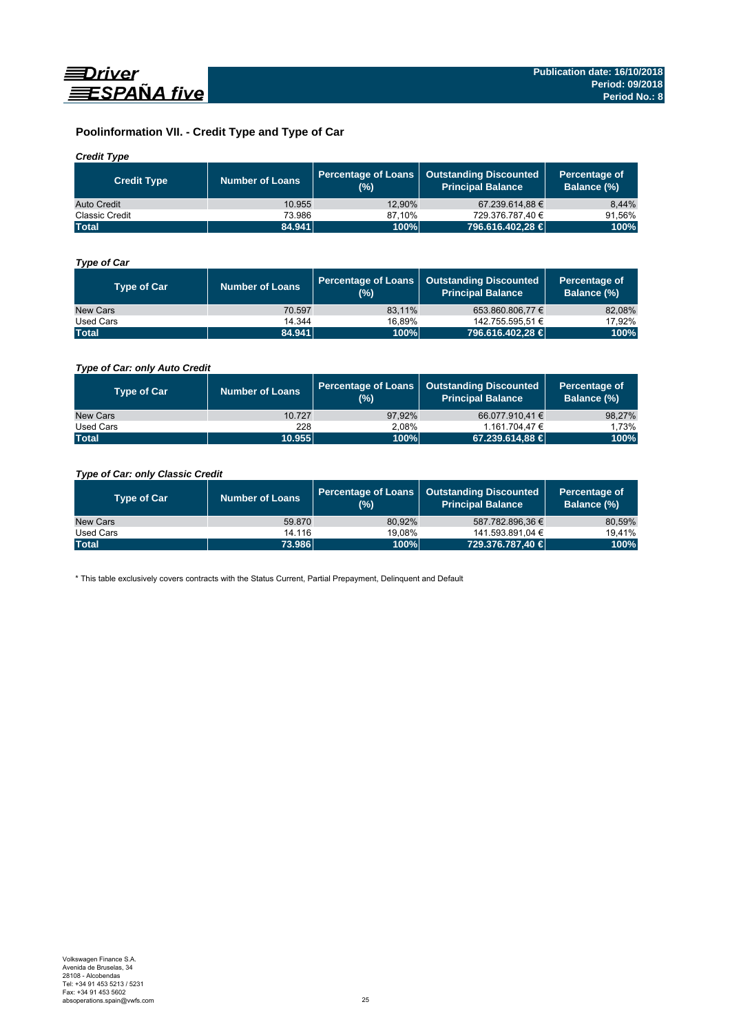## Poolinformation VII. - Credit Type and Type of Car

*Credit Type*

| Credit Type | Number of Loans | Percentage of Loans (%) | Outstanding Discounted Principal Balance | Percentage of Balance (%) |
|---|---|---|---|---|
| Auto Credit | 10.955 | 12,90% | 67.239.614,88 € | 8,44% |
| Classic Credit | 73.986 | 87,10% | 729.376.787,40 € | 91,56% |
| **Total** | **84.941** | **100%** | **796.616.402,28 €** | **100%** |

*Type of Car*

| Type of Car | Number of Loans | Percentage of Loans (%) | Outstanding Discounted Principal Balance | Percentage of Balance (%) |
|---|---|---|---|---|
| New Cars | 70.597 | 83,11% | 653.860.806,77 € | 82,08% |
| Used Cars | 14.344 | 16,89% | 142.755.595,51 € | 17,92% |
| **Total** | **84.941** | **100%** | **796.616.402,28 €** | **100%** |

*Type of Car: only Auto Credit*

| Type of Car | Number of Loans | Percentage of Loans (%) | Outstanding Discounted Principal Balance | Percentage of Balance (%) |
|---|---|---|---|---|
| New Cars | 10.727 | 97,92% | 66.077.910,41 € | 98,27% |
| Used Cars | 228 | 2,08% | 1.161.704,47 € | 1,73% |
| **Total** | **10.955** | **100%** | **67.239.614,88 €** | **100%** |

*Type of Car: only Classic Credit*

| Type of Car | Number of Loans | Percentage of Loans (%) | Outstanding Discounted Principal Balance | Percentage of Balance (%) |
|---|---|---|---|---|
| New Cars | 59.870 | 80,92% | 587.782.896,36 € | 80,59% |
| Used Cars | 14.116 | 19,08% | 141.593.891,04 € | 19,41% |
| **Total** | **73.986** | **100%** | **729.376.787,40 €** | **100%** |

* This table exclusively covers contracts with the Status Current, Partial Prepayment, Delinquent and Default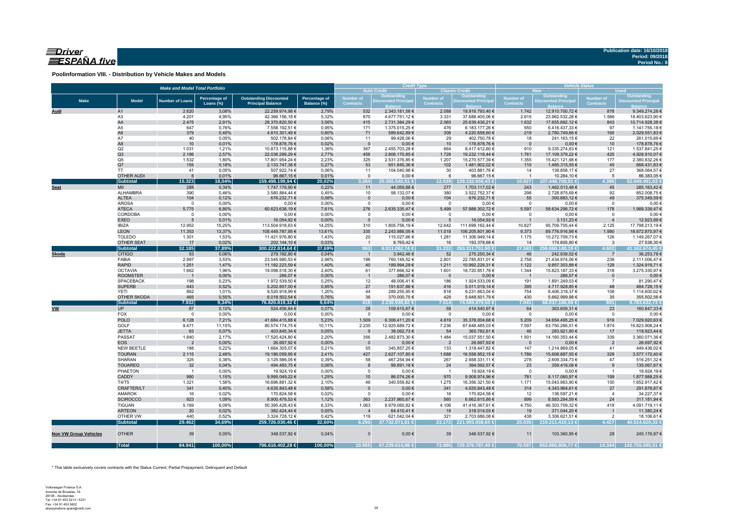**Publication date: 16/10/2018**
**Period: 09/2018**
**Period No.: 8**

## Poolinformation VIII. - Distribution by Vehicle Makes and Models

| Make and Model Total Portfolio | | | | | | Credit Type | | | | Vehicle Status | | | |
|---|---|---|---|---|---|---|---|---|---|---|---|---|---|
| | | | | | | Auto Credit | | Classic Credit | | New | | Used | |
| Make | Model | Number of Loans | Percentage of Loans (%) | Outstanding Discounted Principal Balance | Percentage of Balance (%) | Number of Contracts | Outstanding Discounted Principal Balance | Number of Contracts | Outstanding Discounted Principal Balance | Number of Contracts | Outstanding Discounted Principal Balance | Number of Contracts | Outstanding Discounted Principal Balance |
| **Audi** | A1 | 2.620 | 3,08% | 22.259.974,98 € | 2,79% | 532 | 2.343.181,58 € | 2.088 | 19.916.793,40 € | 1.742 | 12.910.700,72 € | 878 | 9.349.274,26 € |
| | A3 | 4.201 | 4,95% | 42.366.156,18 € | 5,32% | 870 | 4.677.751,12 € | 3.331 | 37.688.405,06 € | 2.615 | 23.962.532,28 € | 1.586 | 18.403.623,90 € |
| | A4 | 2.475 | 2,91% | 28.370.820,50 € | 3,56% | 415 | 2.731.384,29 € | 2.060 | 25.639.436,21 € | 1.632 | 17.655.892,12 € | 843 | 10.714.928,38 € |
| | A5 | 647 | 0,76% | 7.558.192,51 € | 0,95% | 171 | 1.375.015,25 € | 476 | 6.183.177,26 € | 550 | 6.416.437,33 € | 97 | 1.141.755,18 € |
| | A6 | 379 | 0,45% | 4.810.301,49 € | 0,60% | 71 | 589.642,89 € | 308 | 4.220.658,60 € | 219 | 2.780.749,66 € | 160 | 2.029.551,83 € |
| | A7 | 40 | 0,05% | 502.178,84 € | 0,06% | 11 | 99.428,06 € | 29 | 402.750,78 € | 18 | 241.163,15 € | 22 | 261.015,69 € |
| | A8 | 10 | 0,01% | 178.878,76 € | 0,02% | 0 | 0,00 € | 10 | 178.878,76 € | 0 | 0,00 € | 10 | 178.878,76 € |
| | Q2 | 1.031 | 1,21% | 10.873.115,88 € | 1,36% | 367 | 2.455.703,28 € | 664 | 8.417.412,60 € | 910 | 9.335.274,63 € | 121 | 1.537.841,25 € |
| | Q3 | 2.186 | 2,57% | 22.038.289,29 € | 2,77% | 458 | 2.806.170,85 € | 1.728 | 19.232.118,44 € | 1.761 | 17.109.379,22 € | 425 | 4.928.910,07 € |
| | Q5 | 1.532 | 1,80% | 17.801.954,24 € | 2,23% | 325 | 2.531.376,85 € | 1.207 | 15.270.577,39 € | 1.355 | 15.421.121,98 € | 177 | 2.380.832,26 € |
| | Q7 | 155 | 0,18% | 2.133.747,38 € | 0,27% | 53 | 651.845,36 € | 102 | 1.481.902,02 € | 110 | 1.465.315,55 € | 45 | 668.431,83 € |
| | TT | 41 | 0,05% | 507.922,74 € | 0,06% | 11 | 104.040,98 € | 30 | 403.881,76 € | 14 | 139.858,17 € | 27 | 368.064,57 € |
| | OTHER AUDI | 6 | 0,01% | 96.667,15 € | 0,01% | 0 | 0,00 € | 6 | 96.667,15 € | 1 | 10.284,10 € | 5 | 86.383,05 € |
| | **Subtotal** | **15.323** | **18,04%** | **159.498.199,94 €** | **20,02%** | **3.284** | **20.365.540,51 €** | **12.039** | **139.132.659,43 €** | **10.927** | **107.448.708,91 €** | **4.396** | **52.049.491,03 €** |
| **Seat** | MII | 288 | 0,34% | 1.747.176,90 € | 0,22% | 11 | 44.059,88 € | 277 | 1.703.117,02 € | 243 | 1.462.013,48 € | 45 | 285.163,42 € |
| | ALHAMBRA | 390 | 0,46% | 3.580.884,44 € | 0,45% | 10 | 58.132,07 € | 380 | 3.522.752,37 € | 298 | 2.728.875,69 € | 92 | 852.008,75 € |
| | ALTEA | 104 | 0,12% | 676.232,71 € | 0,08% | 0 | 0,00 € | 104 | 676.232,71 € | 55 | 300.883,12 € | 49 | 375.349,59 € |
| | AROSA | 0 | 0,00% | 0,00 € | 0,00% | 0 | 0,00 € | 0 | 0,00 € | 0 | 0,00 € | 0 | 0,00 € |
| | ATECA | 5.775 | 6,80% | 60.623.638,19 € | 7,61% | 276 | 2.635.335,47 € | 5.499 | 57.988.302,72 € | 5.597 | 58.634.298,72 € | 178 | 1.989.339,47 € |
| | CORDOBA | 0 | 0,00% | 0,00 € | 0,00% | 0 | 0,00 € | 0 | 0,00 € | 0 | 0,00 € | 0 | 0,00 € |
| | EXEO | 5 | 0,01% | 16.054,92 € | 0,00% | 0 | 0,00 € | 5 | 16.054,92 € | 1 | 3.131,23 € | 4 | 12.923,69 € |
| | IBIZA | 12.952 | 15,25% | 113.504.918,63 € | 14,25% | 310 | 1.805.756,19 € | 12.642 | 111.699.162,44 € | 10.827 | 95.706.705,44 € | 2.125 | 17.798.213,19 € |
| | LEON | 11.353 | 13,37% | 108.449.787,95 € | 13,61% | 335 | 2.243.986,05 € | 11.018 | 106.205.801,90 € | 9.373 | 89.776.916,98 € | 1.980 | 18.672.870,97 € |
| | TOLEDO | 1.301 | 1,53% | 11.421.976,80 € | 1,43% | 20 | 115.027,66 € | 1.281 | 11.306.949,14 € | 1.175 | 10.272.709,73 € | 126 | 1.149.267,07 € |
| | OTHER SEAT | 17 | 0,02% | 202.144,10 € | 0,03% | 1 | 8.765,42 € | 16 | 193.378,68 € | 14 | 174.605,80 € | 3 | 27.538,30 € |
| | **Subtotal** | **32.185** | **37,89%** | **300.222.814,64 €** | **37,69%** | **963** | **6.911.062,74 €** | **31.222** | **293.311.751,90 €** | **27.583** | **259.060.140,19 €** | **4.602** | **41.162.674,45 €** |
| **Skoda** | CITIGO | 53 | 0,06% | 279.192,80 € | 0,04% | 1 | 3.942,46 € | 52 | 275.250,34 € | 46 | 242.939,02 € | 7 | 36.253,78 € |
| | FABIA | 2.997 | 3,53% | 23.545.980,53 € | 2,96% | 196 | 760.149,52 € | 2.801 | 22.785.831,01 € | 2.758 | 21.434.974,06 € | 239 | 2.111.006,47 € |
| | RAPID | 1.251 | 1,47% | 11.182.223,59 € | 1,40% | 40 | 189.994,28 € | 1.211 | 10.992.229,31 € | 1.122 | 9.857.303,88 € | 129 | 1.324.919,71 € |
| | OCTAVIA | 1.662 | 1,96% | 19.098.518,30 € | 2,40% | 61 | 377.666,52 € | 1.601 | 18.720.851,78 € | 1.344 | 15.823.187,33 € | 318 | 3.275.330,97 € |
| | ROOMSTER | 1 | 0,00% | 286,07 € | 0,00% | 1 | 286,07 € | 0 | 0,00 € | 1 | 286,07 € | 0 | 0,00 € |
| | SPACEBACK | 198 | 0,23% | 1.972.539,50 € | 0,25% | 12 | 48.006,41 € | 186 | 1.924.533,09 € | 191 | 1.891.249,03 € | 7 | 81.290,47 € |
| | SUPERB | 443 | 0,52% | 5.202.657,00 € | 0,65% | 27 | 191.637,86 € | 416 | 5.011.019,14 € | 395 | 4.717.928,85 € | 48 | 484.728,15 € |
| | YETI | 862 | 1,01% | 9.520.918,99 € | 1,20% | 44 | 289.255,95 € | 818 | 9.231.663,04 € | 754 | 8.406.318,37 € | 108 | 1.114.600,62 € |
| | OTHER SKODA | 465 | 0,55% | 6.018.502,54 € | 0,76% | 36 | 370.000,75 € | 429 | 5.648.501,79 € | 430 | 5.662.999,98 € | 35 | 355.502,56 € |
| | **Subtotal** | **7.932** | **9,34%** | **76.820.819,32 €** | **9,64%** | **418** | **2.230.939,82 €** | **7.514** | **74.589.879,50 €** | **7.041** | **68.037.186,59 €** | **891** | **8.783.632,73 €** |
| **VW** | UP | 87 | 0,10% | 524.456,64 € | 0,07% | 28 | 109.915,67 € | 59 | 414.540,97 € | 64 | 363.609,31 € | 23 | 160.847,33 € |
| | FOX | 0 | 0,00% | 0,00 € | 0,00% | 0 | 0,00 € | 0 | 0,00 € | 0 | 0,00 € | 0 | 0,00 € |
| | POLO | 6.128 | 7,21% | 41.684.415,88 € | 5,23% | 1.509 | 6.306.411,20 € | 4.619 | 35.378.004,68 € | 5.209 | 34.654.495,25 € | 919 | 7.029.920,63 € |
| | GOLF | 9.471 | 11,15% | 80.574.174,75 € | 10,11% | 2.235 | 12.925.689,72 € | 7.236 | 67.648.485,03 € | 7.597 | 63.750.266,51 € | 1.874 | 16.823.908,24 € |
| | JETTA | 63 | 0,07% | 403.845,34 € | 0,05% | 9 | 38.062,73 € | 54 | 365.782,61 € | 46 | 283.921,90 € | 17 | 119.923,44 € |
| | PASSAT | 1.840 | 2,17% | 17.520.424,80 € | 2,20% | 356 | 2.482.873,30 € | 1.484 | 15.037.551,50 € | 1.501 | 14.160.353,44 € | 339 | 3.360.071,36 € |
| | EOS | 2 | 0,00% | 26.697,92 € | 0,00% | 0 | 0,00 € | 2 | 26.697,92 € | 0 | 0,00 € | 2 | 26.697,92 € |
| | NEW BEETLE | 188 | 0,22% | 1.664.305,07 € | 0,21% | 55 | 345.857,25 € | 133 | 1.318.447,82 € | 147 | 1.214.869,05 € | 41 | 449.436,02 € |
| | TOURAN | 2.115 | 2,49% | 19.186.059,95 € | 2,41% | 427 | 2.627.107,80 € | 1.688 | 16.558.952,15 € | 1.786 | 15.608.887,55 € | 329 | 3.577.172,40 € |
| | SHARAN | 325 | 0,38% | 3.125.586,05 € | 0,39% | 58 | 467.254,94 € | 267 | 2.658.331,11 € | 278 | 2.609.334,73 € | 47 | 516.251,32 € |
| | TOUAREG | 32 | 0,04% | 494.483,75 € | 0,06% | 8 | 99.891,18 € | 24 | 394.592,57 € | 23 | 359.416,08 € | 9 | 135.067,67 € |
| | PHAETON | 1 | 0,00% | 19.924,19 € | 0,00% | 0 | 0,00 € | 1 | 19.924,19 € | 0 | 0,00 € | 1 | 19.924,19 € |
| | CADDY | 980 | 1,15% | 9.995.049,22 € | 1,25% | 10 | 86.074,26 € | 970 | 9.908.974,96 € | 781 | 8.117.060,97 € | 199 | 1.877.988,25 € |
| | T4/T5 | 1.321 | 1,56% | 16.696.881,32 € | 2,10% | 46 | 340.559,82 € | 1.275 | 16.356.321,50 € | 1.171 | 15.043.963,90 € | 150 | 1.652.917,42 € |
| | CRAFTER/LT | 341 | 0,40% | 4.635.843,48 € | 0,58% | 0 | 0,00 € | 341 | 4.635.843,48 € | 314 | 4.343.964,61 € | 27 | 291.878,87 € |
| | AMAROK | 16 | 0,02% | 170.824,58 € | 0,02% | 0 | 0,00 € | 16 | 170.824,58 € | 12 | 136.597,21 € | 4 | 34.227,37 € |
| | SCIROCCO | 923 | 1,09% | 8.900.476,53 € | 1,12% | 363 | 2.237.860,67 € | 560 | 6.662.615,86 € | 899 | 8.583.294,59 € | 24 | 317.181,94 € |
| | TIGUAN | 5.169 | 6,09% | 50.395.428,43 € | 6,33% | 1.063 | 8.979.060,82 € | 4.106 | 41.416.367,61 € | 4.750 | 46.303.709,32 € | 419 | 4.091.719,11 € |
| | ARTEON | 20 | 0,02% | 382.424,44 € | 0,05% | 4 | 64.410,41 € | 16 | 318.014,03 € | 19 | 371.044,20 € | 1 | 11.380,24 € |
| | OTHER VW | 440 | 0,52% | 3.324.728,12 € | 0,42% | 119 | 621.042,04 € | 321 | 2.703.686,08 € | 438 | 3.306.621,51 € | 2 | 18.106,61 € |
| | **Subtotal** | **29.462** | **34,69%** | **259.726.030,46 €** | **32,60%** | **6.290** | **37.732.071,81 €** | **23.172** | **221.993.958,65 €** | **25.035** | **219.211.410,13 €** | **4.427** | **40.514.620,33 €** |
| **Non VW Group Vehicles** | OTHER | 39 | 0,05% | 348.537,92 € | 0,04% | 0 | 0,00 € | 39 | 348.537,92 € | 11 | 103.360,95 € | 28 | 245.176,97 € |
| | **Total** | **84.941** | **100,00%** | **796.616.402,28 €** | **100,00%** | **10.955** | **67.239.614,88 €** | **73.986** | **729.376.787,40 €** | **70.597** | **653.860.806,77 €** | **14.344** | **142.755.595,51 €** |

\* This table exclusively covers contracts with the Status Current, Partial Prepayment, Delinquent and Default

Volkswagen Finance S.A.
Avenida de Bruselas, 34
28108 - Alcobendas
Tel: +34 91 453 5213 / 5231
Fax: +34 91 453 5602
absoperations.spain@vwfs.com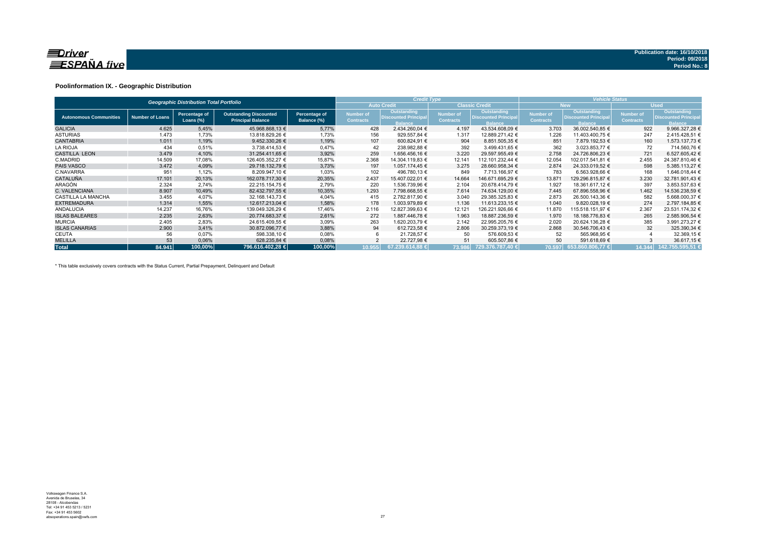Publication date: 16/10/2018
Period: 09/2018
Period No.: 8

## Poolinformation IX. - Geographic Distribution

| Geographic Distribution Total Portfolio | | | | | Credit Type | | | | Vehicle Status | | | |
|---|---|---|---|---|---|---|---|---|---|---|---|---|
| | | | | | Auto Credit | | Classic Credit | | New | | Used | |
| Autonomous Communities | Number of Loans | Percentage of Loans (%) | Outstanding Discounted Principal Balance | Percentage of Balance (%) | Number of Contracts | Outstanding Discounted Principal Balance | Number of Contracts | Outstanding Discounted Principal Balance | Number of Contracts | Outstanding Discounted Principal Balance | Number of Contracts | Outstanding Discounted Principal Balance |
| GALICIA | 4.625 | 5,45% | 45.968.868,13 € | 5,77% | 428 | 2.434.260,04 € | 4.197 | 43.534.608,09 € | 3.703 | 36.002.540,85 € | 922 | 9.966.327,28 € |
| ASTURIAS | 1.473 | 1,73% | 13.818.829,26 € | 1,73% | 156 | 929.557,84 € | 1.317 | 12.889.271,42 € | 1.226 | 11.403.400,75 € | 247 | 2.415.428,51 € |
| CANTABRIA | 1.011 | 1,19% | 9.452.330,26 € | 1,19% | 107 | 600.824,91 € | 904 | 8.851.505,35 € | 851 | 7.879.192,53 € | 160 | 1.573.137,73 € |
| LA RIOJA | 434 | 0,51% | 3.738.414,53 € | 0,47% | 42 | 238.982,88 € | 392 | 3.499.431,65 € | 362 | 3.023.853,77 € | 72 | 714.560,76 € |
| CASTILLA LEON | 3.479 | 4,10% | 31.254.411,65 € | 3,92% | 259 | 1.656.456,16 € | 3.220 | 29.597.955,49 € | 2.758 | 24.726.806,23 € | 721 | 6.527.605,42 € |
| C.MADRID | 14.509 | 17,08% | 126.405.352,27 € | 15,87% | 2.368 | 14.304.119,83 € | 12.141 | 112.101.232,44 € | 12.054 | 102.017.541,81 € | 2.455 | 24.387.810,46 € |
| PAIS VASCO | 3.472 | 4,09% | 29.718.132,79 € | 3,73% | 197 | 1.057.174,45 € | 3.275 | 28.660.958,34 € | 2.874 | 24.333.019,52 € | 598 | 5.385.113,27 € |
| C.NAVARRA | 951 | 1,12% | 8.209.947,10 € | 1,03% | 102 | 496.780,13 € | 849 | 7.713.166,97 € | 783 | 6.563.928,66 € | 168 | 1.646.018,44 € |
| CATALUÑA | 17.101 | 20,13% | 162.078.717,30 € | 20,35% | 2.437 | 15.407.022,01 € | 14.664 | 146.671.695,29 € | 13.871 | 129.296.815,87 € | 3.230 | 32.781.901,43 € |
| ARAGON | 2.324 | 2,74% | 22.215.154,75 € | 2,79% | 220 | 1.536.739,96 € | 2.104 | 20.678.414,79 € | 1.927 | 18.361.617,12 € | 397 | 3.853.537,63 € |
| C. VALENCIANA | 8.907 | 10,49% | 82.432.797,55 € | 10,35% | 1.293 | 7.798.668,55 € | 7.614 | 74.634.129,00 € | 7.445 | 67.896.558,96 € | 1.462 | 14.536.238,59 € |
| CASTILLA LA MANCHA | 3.455 | 4,07% | 32.168.143,73 € | 4,04% | 415 | 2.782.817,90 € | 3.040 | 29.385.325,83 € | 2.873 | 26.500.143,36 € | 582 | 5.668.000,37 € |
| EXTREMADURA | 1.314 | 1,55% | 12.617.213,04 € | 1,58% | 178 | 1.003.979,89 € | 1.136 | 11.613.233,15 € | 1.040 | 9.820.028,19 € | 274 | 2.797.184,85 € |
| ANDALUCIA | 14.237 | 16,76% | 139.049.326,29 € | 17,46% | 2.116 | 12.827.399,63 € | 12.121 | 126.221.926,66 € | 11.870 | 115.518.151,97 € | 2.367 | 23.531.174,32 € |
| ISLAS BALEARES | 2.235 | 2,63% | 20.774.683,37 € | 2,61% | 272 | 1.887.446,78 € | 1.963 | 18.887.236,59 € | 1.970 | 18.188.776,83 € | 265 | 2.585.906,54 € |
| MURCIA | 2.405 | 2,83% | 24.615.409,55 € | 3,09% | 263 | 1.620.203,79 € | 2.142 | 22.995.205,76 € | 2.020 | 20.624.136,28 € | 385 | 3.991.273,27 € |
| ISLAS CANARIAS | 2.900 | 3,41% | 30.872.096,77 € | 3,88% | 94 | 612.723,58 € | 2.806 | 30.259.373,19 € | 2.868 | 30.546.706,43 € | 32 | 325.390,34 € |
| CEUTA | 56 | 0,07% | 598.338,10 € | 0,08% | 6 | 21.728,57 € | 50 | 576.609,53 € | 52 | 565.968,95 € | 4 | 32.369,15 € |
| MELILLA | 53 | 0,06% | 628.235,84 € | 0,08% | 2 | 22.727,98 € | 51 | 605.507,86 € | 50 | 591.618,69 € | 3 | 36.617,15 € |
| **Total** | **84.941** | **100,00%** | **796.616.402,28 €** | **100,00%** | **10.955** | **67.239.614,88 €** | **73.986** | **729.376.787,40 €** | **70.597** | **653.860.806,77 €** | **14.344** | **142.755.595,51 €** |

\* This table exclusively covers contracts with the Status Current, Partial Prepayment, Delinquent and Default

Volkswagen Finance S.A.
Avenida de Bruselas, 34
28108 - Alcobendas
Tel: +34 91 453 5213 / 5231
Fax: +34 91 453 5602
absoperations.spain@vwfs.com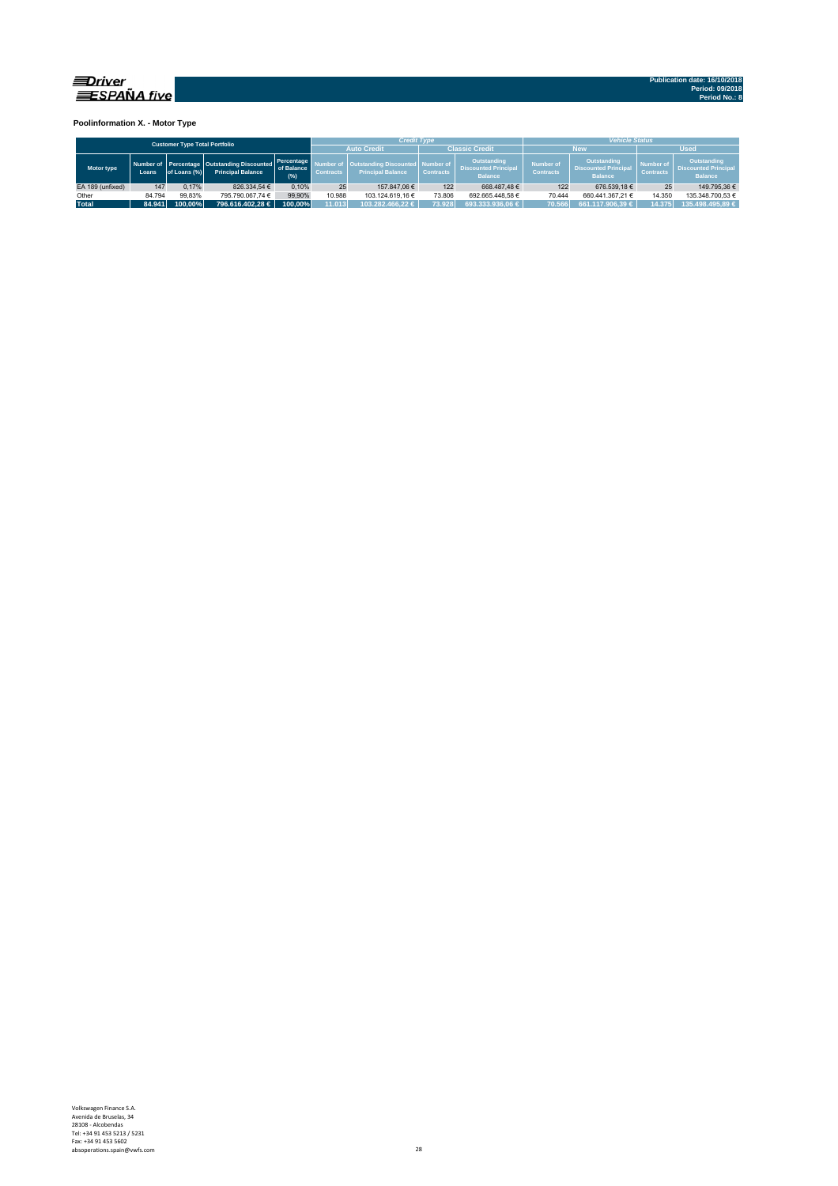Publication date: 16/10/2018
Period: 09/2018
Period No.: 8

### Poolinformation X. - Motor Type

| Customer Type Total Portfolio | | | | | Credit Type | | | | Vehicle Status | | | |
|---|---|---|---|---|---|---|---|---|---|---|---|---|
| | | | | | Auto Credit | | Classic Credit | | New | | Used | |
| Motor type | Number of Loans | Percentage of Loans (%) | Outstanding Discounted Principal Balance | Percentage of Balance (%) | Number of Contracts | Outstanding Discounted Principal Balance | Number of Contracts | Outstanding Discounted Principal Balance | Number of Contracts | Outstanding Discounted Principal Balance | Number of Contracts | Outstanding Discounted Principal Balance |
| EA 189 (unfixed) | 147 | 0,17% | 826.334,54 € | 0,10% | 25 | 157.847,06 € | 122 | 668.487,48 € | 122 | 676.539,18 € | 25 | 149.795,36 € |
| Other | 84.794 | 99,83% | 795.790.067,74 € | 99,90% | 10.988 | 103.124.619,16 € | 73.806 | 692.665.448,58 € | 70.444 | 660.441.367,21 € | 14.350 | 135.348.700,53 € |
| Total | 84.941 | 100,00% | 796.616.402,28 € | 100,00% | 11.013 | 103.282.466,22 € | 73.928 | 693.333.936,06 € | 70.566 | 661.117.906,39 € | 14.375 | 135.498.495,89 € |

Volkswagen Finance S.A.
Avenida de Bruselas, 34
28108 - Alcobendas
Tel: +34 91 453 5213 / 5231
Fax: +34 91 453 5602
absoperations.spain@vwfs.com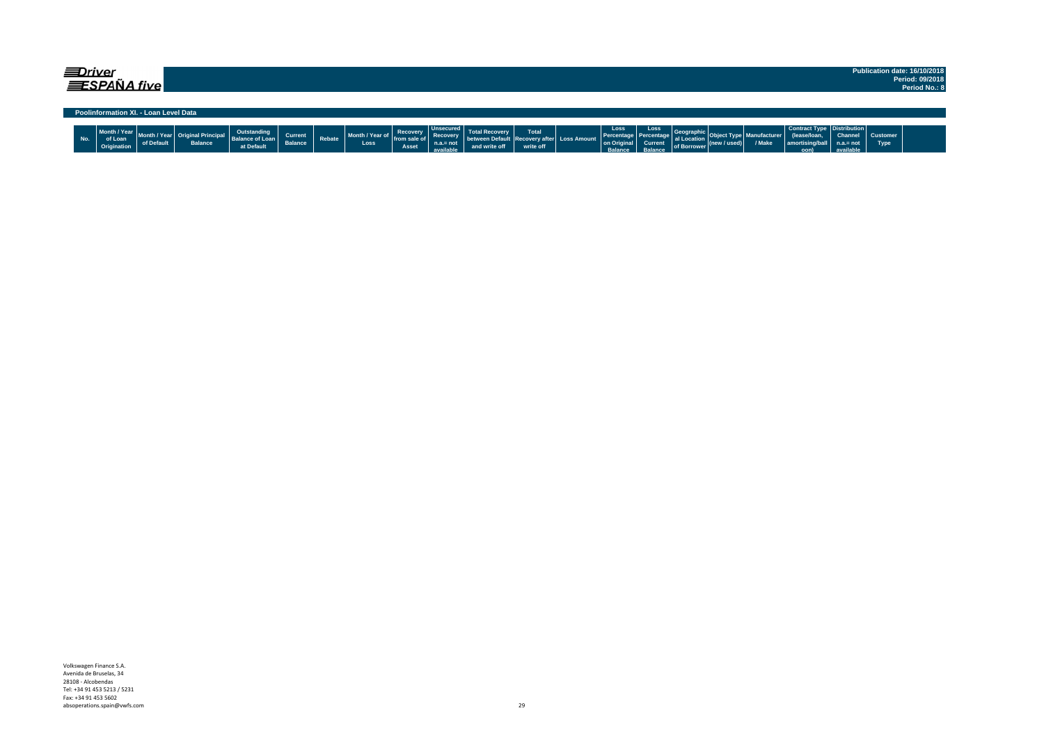Publication date: 16/10/2018
Period: 09/2018
Period No.: 8

## Poolinformation XI. - Loan Level Data

| No. | Month / Year of Loan Origination | Month / Year of Default | Original Principal Balance | Outstanding Balance of Loan at Default | Current Balance | Rebate | Month / Year of Loss | Recovery from sale of Asset | Unsecured Recovery n.a.= not available | Total Recovery between Default and write off | Total Recovery after write off | Loss Amount | Loss Percentage on Original Balance | Loss Percentage Current Balance | Geographical Location of Borrower | Object Type (new / used) | Manufacturer / Make | Contract Type (lease/loan, amortising/balloon) | Distribution Channel n.a.= not available | Customer Type |
|---|---|---|---|---|---|---|---|---|---|---|---|---|---|---|---|---|---|---|---|---|

Volkswagen Finance S.A.
Avenida de Bruselas, 34
28108 - Alcobendas
Tel: +34 91 453 5213 / 5231
Fax: +34 91 453 5602
absoperations.spain@vwfs.com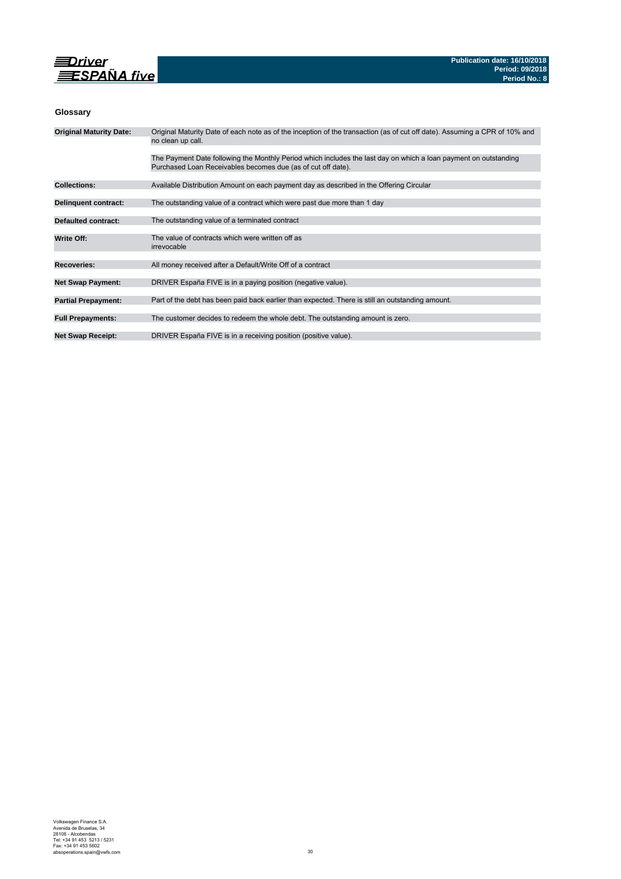## Glossary

| | |
|---|---|
| **Original Maturity Date:** | Original Maturity Date of each note as of the inception of the transaction (as of cut off date). Assuming a CPR of 10% and no clean up call. |
| | The Payment Date following the Monthly Period which includes the last day on which a loan payment on outstanding Purchased Loan Receivables becomes due (as of cut off date). |
| **Collections:** | Available Distribution Amount on each payment day as described in the Offering Circular |
| **Delinquent contract:** | The outstanding value of a contract which were past due more than 1 day |
| **Defaulted contract:** | The outstanding value of a terminated contract |
| **Write Off:** | The value of contracts which were written off as irrevocable |
| **Recoveries:** | All money received after a Default/Write Off of a contract |
| **Net Swap Payment:** | DRIVER España FIVE is in a paying position (negative value). |
| **Partial Prepayment:** | Part of the debt has been paid back earlier than expected. There is still an outstanding amount. |
| **Full Prepayments:** | The customer decides to redeem the whole debt. The outstanding amount is zero. |
| **Net Swap Receipt:** | DRIVER España FIVE is in a receiving position (positive value). |

Volkswagen Finance S.A.
Avenida de Bruselas, 34
28108 - Alcobendas
Tel: +34 91 453 5213 / 5231
Fax: +34 91 453 5602
absoperations.spain@vwfs.com